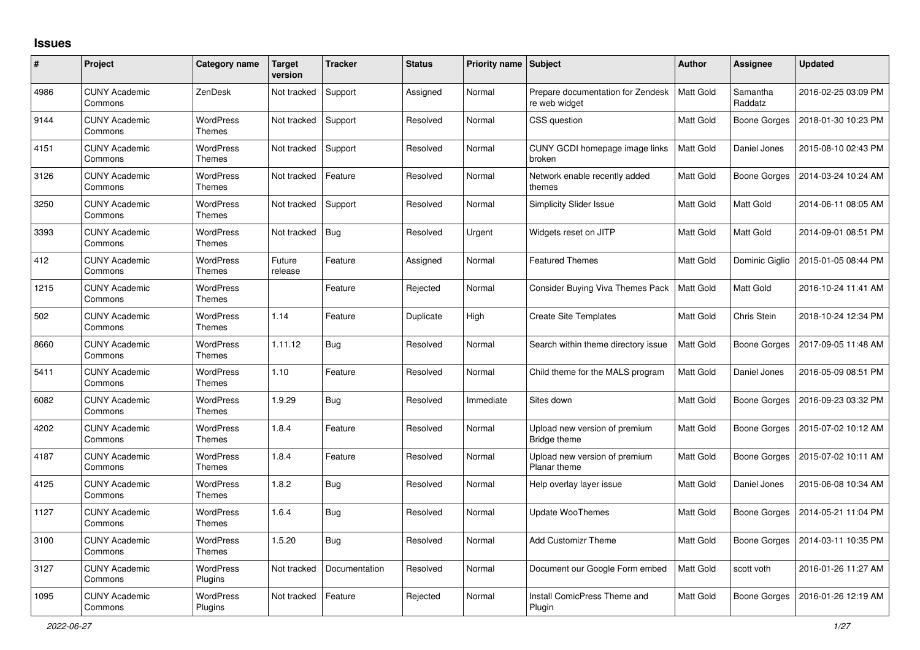# Issues

| # | Project | Category name | Target version | Tracker | Status | Priority name | Subject | Author | Assignee | Updated |
|---|---|---|---|---|---|---|---|---|---|---|
| 4986 | CUNY Academic Commons | ZenDesk | Not tracked | Support | Assigned | Normal | Prepare documentation for Zendesk re web widget | Matt Gold | Samantha Raddatz | 2016-02-25 03:09 PM |
| 9144 | CUNY Academic Commons | WordPress Themes | Not tracked | Support | Resolved | Normal | CSS question | Matt Gold | Boone Gorges | 2018-01-30 10:23 PM |
| 4151 | CUNY Academic Commons | WordPress Themes | Not tracked | Support | Resolved | Normal | CUNY GCDI homepage image links broken | Matt Gold | Daniel Jones | 2015-08-10 02:43 PM |
| 3126 | CUNY Academic Commons | WordPress Themes | Not tracked | Feature | Resolved | Normal | Network enable recently added themes | Matt Gold | Boone Gorges | 2014-03-24 10:24 AM |
| 3250 | CUNY Academic Commons | WordPress Themes | Not tracked | Support | Resolved | Normal | Simplicity Slider Issue | Matt Gold | Matt Gold | 2014-06-11 08:05 AM |
| 3393 | CUNY Academic Commons | WordPress Themes | Not tracked | Bug | Resolved | Urgent | Widgets reset on JITP | Matt Gold | Matt Gold | 2014-09-01 08:51 PM |
| 412 | CUNY Academic Commons | WordPress Themes | Future release | Feature | Assigned | Normal | Featured Themes | Matt Gold | Dominic Giglio | 2015-01-05 08:44 PM |
| 1215 | CUNY Academic Commons | WordPress Themes | | Feature | Rejected | Normal | Consider Buying Viva Themes Pack | Matt Gold | Matt Gold | 2016-10-24 11:41 AM |
| 502 | CUNY Academic Commons | WordPress Themes | 1.14 | Feature | Duplicate | High | Create Site Templates | Matt Gold | Chris Stein | 2018-10-24 12:34 PM |
| 8660 | CUNY Academic Commons | WordPress Themes | 1.11.12 | Bug | Resolved | Normal | Search within theme directory issue | Matt Gold | Boone Gorges | 2017-09-05 11:48 AM |
| 5411 | CUNY Academic Commons | WordPress Themes | 1.10 | Feature | Resolved | Normal | Child theme for the MALS program | Matt Gold | Daniel Jones | 2016-05-09 08:51 PM |
| 6082 | CUNY Academic Commons | WordPress Themes | 1.9.29 | Bug | Resolved | Immediate | Sites down | Matt Gold | Boone Gorges | 2016-09-23 03:32 PM |
| 4202 | CUNY Academic Commons | WordPress Themes | 1.8.4 | Feature | Resolved | Normal | Upload new version of premium Bridge theme | Matt Gold | Boone Gorges | 2015-07-02 10:12 AM |
| 4187 | CUNY Academic Commons | WordPress Themes | 1.8.4 | Feature | Resolved | Normal | Upload new version of premium Planar theme | Matt Gold | Boone Gorges | 2015-07-02 10:11 AM |
| 4125 | CUNY Academic Commons | WordPress Themes | 1.8.2 | Bug | Resolved | Normal | Help overlay layer issue | Matt Gold | Daniel Jones | 2015-06-08 10:34 AM |
| 1127 | CUNY Academic Commons | WordPress Themes | 1.6.4 | Bug | Resolved | Normal | Update WooThemes | Matt Gold | Boone Gorges | 2014-05-21 11:04 PM |
| 3100 | CUNY Academic Commons | WordPress Themes | 1.5.20 | Bug | Resolved | Normal | Add Customizr Theme | Matt Gold | Boone Gorges | 2014-03-11 10:35 PM |
| 3127 | CUNY Academic Commons | WordPress Plugins | Not tracked | Documentation | Resolved | Normal | Document our Google Form embed | Matt Gold | scott voth | 2016-01-26 11:27 AM |
| 1095 | CUNY Academic Commons | WordPress Plugins | Not tracked | Feature | Rejected | Normal | Install ComicPress Theme and Plugin | Matt Gold | Boone Gorges | 2016-01-26 12:19 AM |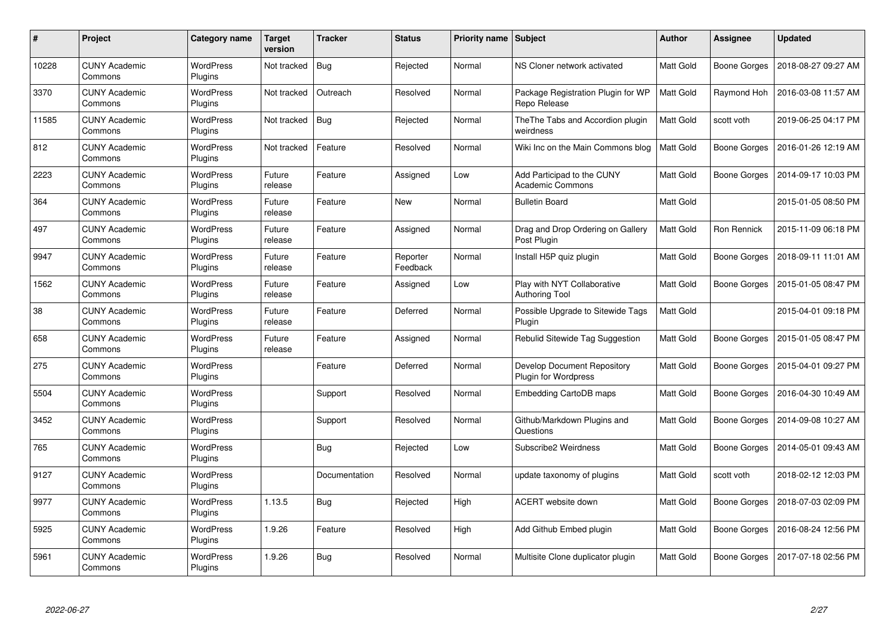| # | Project | Category name | Target version | Tracker | Status | Priority name | Subject | Author | Assignee | Updated |
|---|---|---|---|---|---|---|---|---|---|---|
| 10228 | CUNY Academic Commons | WordPress Plugins | Not tracked | Bug | Rejected | Normal | NS Cloner network activated | Matt Gold | Boone Gorges | 2018-08-27 09:27 AM |
| 3370 | CUNY Academic Commons | WordPress Plugins | Not tracked | Outreach | Resolved | Normal | Package Registration Plugin for WP Repo Release | Matt Gold | Raymond Hoh | 2016-03-08 11:57 AM |
| 11585 | CUNY Academic Commons | WordPress Plugins | Not tracked | Bug | Rejected | Normal | TheThe Tabs and Accordion plugin weirdness | Matt Gold | scott voth | 2019-06-25 04:17 PM |
| 812 | CUNY Academic Commons | WordPress Plugins | Not tracked | Feature | Resolved | Normal | Wiki Inc on the Main Commons blog | Matt Gold | Boone Gorges | 2016-01-26 12:19 AM |
| 2223 | CUNY Academic Commons | WordPress Plugins | Future release | Feature | Assigned | Low | Add Participad to the CUNY Academic Commons | Matt Gold | Boone Gorges | 2014-09-17 10:03 PM |
| 364 | CUNY Academic Commons | WordPress Plugins | Future release | Feature | New | Normal | Bulletin Board | Matt Gold | | 2015-01-05 08:50 PM |
| 497 | CUNY Academic Commons | WordPress Plugins | Future release | Feature | Assigned | Normal | Drag and Drop Ordering on Gallery Post Plugin | Matt Gold | Ron Rennick | 2015-11-09 06:18 PM |
| 9947 | CUNY Academic Commons | WordPress Plugins | Future release | Feature | Reporter Feedback | Normal | Install H5P quiz plugin | Matt Gold | Boone Gorges | 2018-09-11 11:01 AM |
| 1562 | CUNY Academic Commons | WordPress Plugins | Future release | Feature | Assigned | Low | Play with NYT Collaborative Authoring Tool | Matt Gold | Boone Gorges | 2015-01-05 08:47 PM |
| 38 | CUNY Academic Commons | WordPress Plugins | Future release | Feature | Deferred | Normal | Possible Upgrade to Sitewide Tags Plugin | Matt Gold | | 2015-04-01 09:18 PM |
| 658 | CUNY Academic Commons | WordPress Plugins | Future release | Feature | Assigned | Normal | Rebulid Sitewide Tag Suggestion | Matt Gold | Boone Gorges | 2015-01-05 08:47 PM |
| 275 | CUNY Academic Commons | WordPress Plugins | | Feature | Deferred | Normal | Develop Document Repository Plugin for Wordpress | Matt Gold | Boone Gorges | 2015-04-01 09:27 PM |
| 5504 | CUNY Academic Commons | WordPress Plugins | | Support | Resolved | Normal | Embedding CartoDB maps | Matt Gold | Boone Gorges | 2016-04-30 10:49 AM |
| 3452 | CUNY Academic Commons | WordPress Plugins | | Support | Resolved | Normal | Github/Markdown Plugins and Questions | Matt Gold | Boone Gorges | 2014-09-08 10:27 AM |
| 765 | CUNY Academic Commons | WordPress Plugins | | Bug | Rejected | Low | Subscribe2 Weirdness | Matt Gold | Boone Gorges | 2014-05-01 09:43 AM |
| 9127 | CUNY Academic Commons | WordPress Plugins | | Documentation | Resolved | Normal | update taxonomy of plugins | Matt Gold | scott voth | 2018-02-12 12:03 PM |
| 9977 | CUNY Academic Commons | WordPress Plugins | 1.13.5 | Bug | Rejected | High | ACERT website down | Matt Gold | Boone Gorges | 2018-07-03 02:09 PM |
| 5925 | CUNY Academic Commons | WordPress Plugins | 1.9.26 | Feature | Resolved | High | Add Github Embed plugin | Matt Gold | Boone Gorges | 2016-08-24 12:56 PM |
| 5961 | CUNY Academic Commons | WordPress Plugins | 1.9.26 | Bug | Resolved | Normal | Multisite Clone duplicator plugin | Matt Gold | Boone Gorges | 2017-07-18 02:56 PM |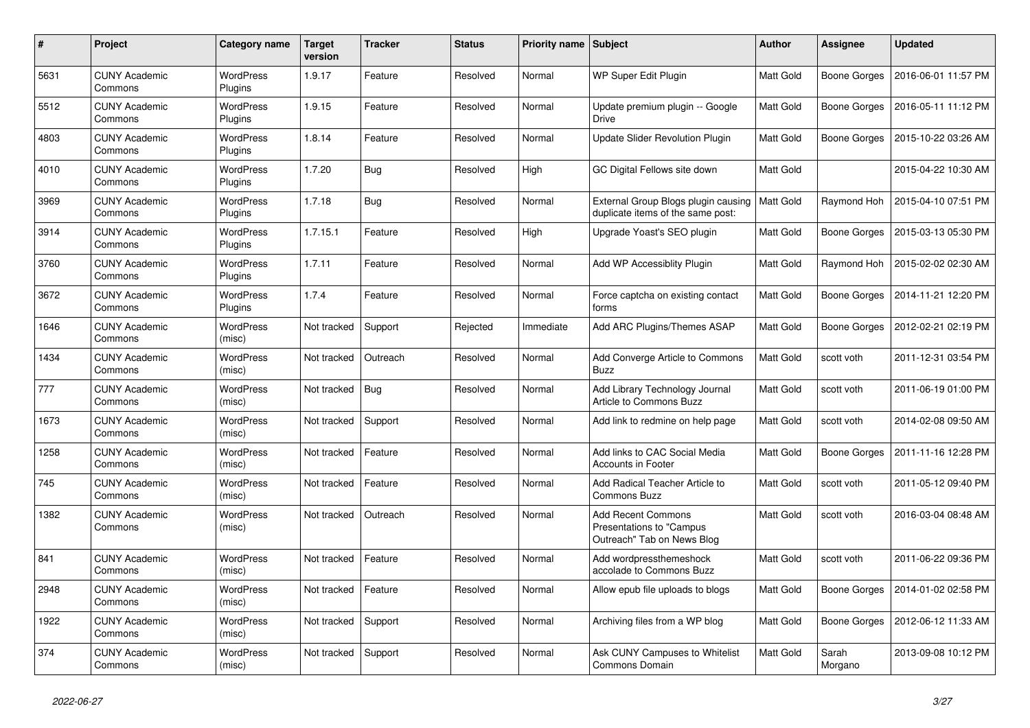| # | Project | Category name | Target version | Tracker | Status | Priority name | Subject | Author | Assignee | Updated |
|---|---|---|---|---|---|---|---|---|---|---|
| 5631 | CUNY Academic Commons | WordPress Plugins | 1.9.17 | Feature | Resolved | Normal | WP Super Edit Plugin | Matt Gold | Boone Gorges | 2016-06-01 11:57 PM |
| 5512 | CUNY Academic Commons | WordPress Plugins | 1.9.15 | Feature | Resolved | Normal | Update premium plugin -- Google Drive | Matt Gold | Boone Gorges | 2016-05-11 11:12 PM |
| 4803 | CUNY Academic Commons | WordPress Plugins | 1.8.14 | Feature | Resolved | Normal | Update Slider Revolution Plugin | Matt Gold | Boone Gorges | 2015-10-22 03:26 AM |
| 4010 | CUNY Academic Commons | WordPress Plugins | 1.7.20 | Bug | Resolved | High | GC Digital Fellows site down | Matt Gold | | 2015-04-22 10:30 AM |
| 3969 | CUNY Academic Commons | WordPress Plugins | 1.7.18 | Bug | Resolved | Normal | External Group Blogs plugin causing duplicate items of the same post: | Matt Gold | Raymond Hoh | 2015-04-10 07:51 PM |
| 3914 | CUNY Academic Commons | WordPress Plugins | 1.7.15.1 | Feature | Resolved | High | Upgrade Yoast's SEO plugin | Matt Gold | Boone Gorges | 2015-03-13 05:30 PM |
| 3760 | CUNY Academic Commons | WordPress Plugins | 1.7.11 | Feature | Resolved | Normal | Add WP Accessiblity Plugin | Matt Gold | Raymond Hoh | 2015-02-02 02:30 AM |
| 3672 | CUNY Academic Commons | WordPress Plugins | 1.7.4 | Feature | Resolved | Normal | Force captcha on existing contact forms | Matt Gold | Boone Gorges | 2014-11-21 12:20 PM |
| 1646 | CUNY Academic Commons | WordPress (misc) | Not tracked | Support | Rejected | Immediate | Add ARC Plugins/Themes ASAP | Matt Gold | Boone Gorges | 2012-02-21 02:19 PM |
| 1434 | CUNY Academic Commons | WordPress (misc) | Not tracked | Outreach | Resolved | Normal | Add Converge Article to Commons Buzz | Matt Gold | scott voth | 2011-12-31 03:54 PM |
| 777 | CUNY Academic Commons | WordPress (misc) | Not tracked | Bug | Resolved | Normal | Add Library Technology Journal Article to Commons Buzz | Matt Gold | scott voth | 2011-06-19 01:00 PM |
| 1673 | CUNY Academic Commons | WordPress (misc) | Not tracked | Support | Resolved | Normal | Add link to redmine on help page | Matt Gold | scott voth | 2014-02-08 09:50 AM |
| 1258 | CUNY Academic Commons | WordPress (misc) | Not tracked | Feature | Resolved | Normal | Add links to CAC Social Media Accounts in Footer | Matt Gold | Boone Gorges | 2011-11-16 12:28 PM |
| 745 | CUNY Academic Commons | WordPress (misc) | Not tracked | Feature | Resolved | Normal | Add Radical Teacher Article to Commons Buzz | Matt Gold | scott voth | 2011-05-12 09:40 PM |
| 1382 | CUNY Academic Commons | WordPress (misc) | Not tracked | Outreach | Resolved | Normal | Add Recent Commons Presentations to "Campus Outreach" Tab on News Blog | Matt Gold | scott voth | 2016-03-04 08:48 AM |
| 841 | CUNY Academic Commons | WordPress (misc) | Not tracked | Feature | Resolved | Normal | Add wordpressthemeshock accolade to Commons Buzz | Matt Gold | scott voth | 2011-06-22 09:36 PM |
| 2948 | CUNY Academic Commons | WordPress (misc) | Not tracked | Feature | Resolved | Normal | Allow epub file uploads to blogs | Matt Gold | Boone Gorges | 2014-01-02 02:58 PM |
| 1922 | CUNY Academic Commons | WordPress (misc) | Not tracked | Support | Resolved | Normal | Archiving files from a WP blog | Matt Gold | Boone Gorges | 2012-06-12 11:33 AM |
| 374 | CUNY Academic Commons | WordPress (misc) | Not tracked | Support | Resolved | Normal | Ask CUNY Campuses to Whitelist Commons Domain | Matt Gold | Sarah Morgano | 2013-09-08 10:12 PM |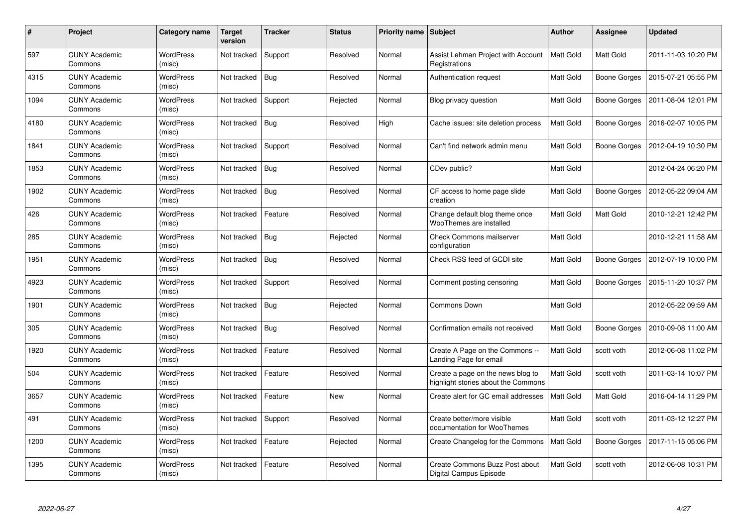| # | Project | Category name | Target version | Tracker | Status | Priority name | Subject | Author | Assignee | Updated |
|---|---|---|---|---|---|---|---|---|---|---|
| 597 | CUNY Academic Commons | WordPress (misc) | Not tracked | Support | Resolved | Normal | Assist Lehman Project with Account Registrations | Matt Gold | Matt Gold | 2011-11-03 10:20 PM |
| 4315 | CUNY Academic Commons | WordPress (misc) | Not tracked | Bug | Resolved | Normal | Authentication request | Matt Gold | Boone Gorges | 2015-07-21 05:55 PM |
| 1094 | CUNY Academic Commons | WordPress (misc) | Not tracked | Support | Rejected | Normal | Blog privacy question | Matt Gold | Boone Gorges | 2011-08-04 12:01 PM |
| 4180 | CUNY Academic Commons | WordPress (misc) | Not tracked | Bug | Resolved | High | Cache issues: site deletion process | Matt Gold | Boone Gorges | 2016-02-07 10:05 PM |
| 1841 | CUNY Academic Commons | WordPress (misc) | Not tracked | Support | Resolved | Normal | Can't find network admin menu | Matt Gold | Boone Gorges | 2012-04-19 10:30 PM |
| 1853 | CUNY Academic Commons | WordPress (misc) | Not tracked | Bug | Resolved | Normal | CDev public? | Matt Gold | | 2012-04-24 06:20 PM |
| 1902 | CUNY Academic Commons | WordPress (misc) | Not tracked | Bug | Resolved | Normal | CF access to home page slide creation | Matt Gold | Boone Gorges | 2012-05-22 09:04 AM |
| 426 | CUNY Academic Commons | WordPress (misc) | Not tracked | Feature | Resolved | Normal | Change default blog theme once WooThemes are installed | Matt Gold | Matt Gold | 2010-12-21 12:42 PM |
| 285 | CUNY Academic Commons | WordPress (misc) | Not tracked | Bug | Rejected | Normal | Check Commons mailserver configuration | Matt Gold | | 2010-12-21 11:58 AM |
| 1951 | CUNY Academic Commons | WordPress (misc) | Not tracked | Bug | Resolved | Normal | Check RSS feed of GCDI site | Matt Gold | Boone Gorges | 2012-07-19 10:00 PM |
| 4923 | CUNY Academic Commons | WordPress (misc) | Not tracked | Support | Resolved | Normal | Comment posting censoring | Matt Gold | Boone Gorges | 2015-11-20 10:37 PM |
| 1901 | CUNY Academic Commons | WordPress (misc) | Not tracked | Bug | Rejected | Normal | Commons Down | Matt Gold | | 2012-05-22 09:59 AM |
| 305 | CUNY Academic Commons | WordPress (misc) | Not tracked | Bug | Resolved | Normal | Confirmation emails not received | Matt Gold | Boone Gorges | 2010-09-08 11:00 AM |
| 1920 | CUNY Academic Commons | WordPress (misc) | Not tracked | Feature | Resolved | Normal | Create A Page on the Commons -- Landing Page for email | Matt Gold | scott voth | 2012-06-08 11:02 PM |
| 504 | CUNY Academic Commons | WordPress (misc) | Not tracked | Feature | Resolved | Normal | Create a page on the news blog to highlight stories about the Commons | Matt Gold | scott voth | 2011-03-14 10:07 PM |
| 3657 | CUNY Academic Commons | WordPress (misc) | Not tracked | Feature | New | Normal | Create alert for GC email addresses | Matt Gold | Matt Gold | 2016-04-14 11:29 PM |
| 491 | CUNY Academic Commons | WordPress (misc) | Not tracked | Support | Resolved | Normal | Create better/more visible documentation for WooThemes | Matt Gold | scott voth | 2011-03-12 12:27 PM |
| 1200 | CUNY Academic Commons | WordPress (misc) | Not tracked | Feature | Rejected | Normal | Create Changelog for the Commons | Matt Gold | Boone Gorges | 2017-11-15 05:06 PM |
| 1395 | CUNY Academic Commons | WordPress (misc) | Not tracked | Feature | Resolved | Normal | Create Commons Buzz Post about Digital Campus Episode | Matt Gold | scott voth | 2012-06-08 10:31 PM |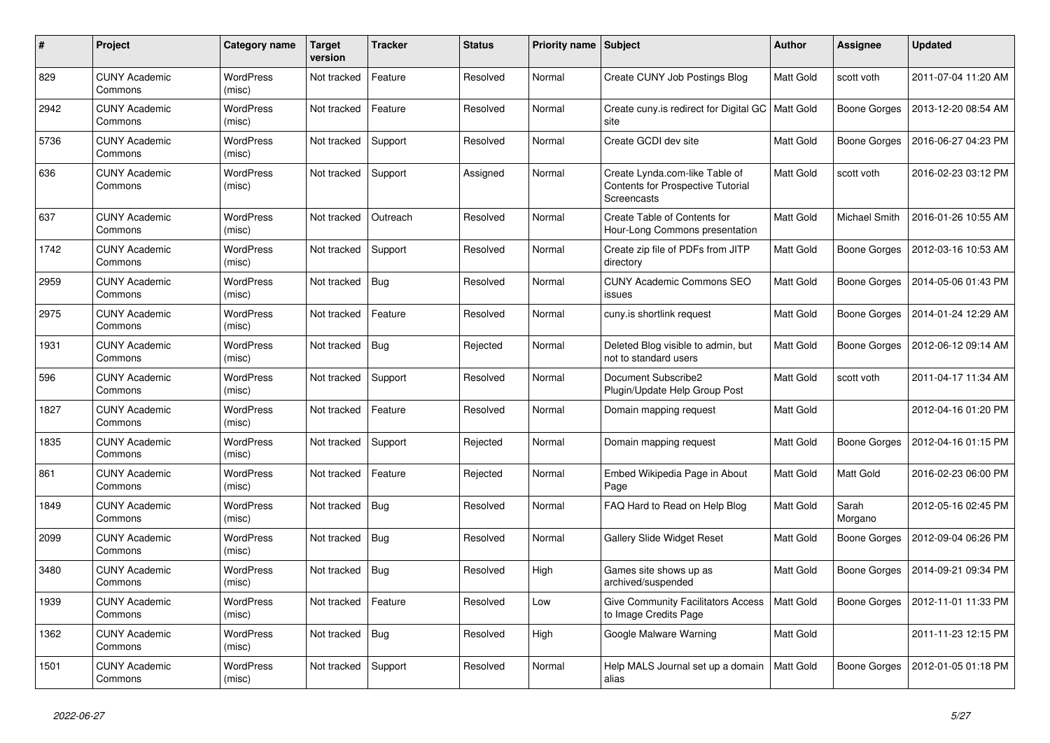| # | Project | Category name | Target version | Tracker | Status | Priority name | Subject | Author | Assignee | Updated |
|---|---|---|---|---|---|---|---|---|---|---|
| 829 | CUNY Academic Commons | WordPress (misc) | Not tracked | Feature | Resolved | Normal | Create CUNY Job Postings Blog | Matt Gold | scott voth | 2011-07-04 11:20 AM |
| 2942 | CUNY Academic Commons | WordPress (misc) | Not tracked | Feature | Resolved | Normal | Create cuny.is redirect for Digital GC site | Matt Gold | Boone Gorges | 2013-12-20 08:54 AM |
| 5736 | CUNY Academic Commons | WordPress (misc) | Not tracked | Support | Resolved | Normal | Create GCDI dev site | Matt Gold | Boone Gorges | 2016-06-27 04:23 PM |
| 636 | CUNY Academic Commons | WordPress (misc) | Not tracked | Support | Assigned | Normal | Create Lynda.com-like Table of Contents for Prospective Tutorial Screencasts | Matt Gold | scott voth | 2016-02-23 03:12 PM |
| 637 | CUNY Academic Commons | WordPress (misc) | Not tracked | Outreach | Resolved | Normal | Create Table of Contents for Hour-Long Commons presentation | Matt Gold | Michael Smith | 2016-01-26 10:55 AM |
| 1742 | CUNY Academic Commons | WordPress (misc) | Not tracked | Support | Resolved | Normal | Create zip file of PDFs from JITP directory | Matt Gold | Boone Gorges | 2012-03-16 10:53 AM |
| 2959 | CUNY Academic Commons | WordPress (misc) | Not tracked | Bug | Resolved | Normal | CUNY Academic Commons SEO issues | Matt Gold | Boone Gorges | 2014-05-06 01:43 PM |
| 2975 | CUNY Academic Commons | WordPress (misc) | Not tracked | Feature | Resolved | Normal | cuny.is shortlink request | Matt Gold | Boone Gorges | 2014-01-24 12:29 AM |
| 1931 | CUNY Academic Commons | WordPress (misc) | Not tracked | Bug | Rejected | Normal | Deleted Blog visible to admin, but not to standard users | Matt Gold | Boone Gorges | 2012-06-12 09:14 AM |
| 596 | CUNY Academic Commons | WordPress (misc) | Not tracked | Support | Resolved | Normal | Document Subscribe2 Plugin/Update Help Group Post | Matt Gold | scott voth | 2011-04-17 11:34 AM |
| 1827 | CUNY Academic Commons | WordPress (misc) | Not tracked | Feature | Resolved | Normal | Domain mapping request | Matt Gold | | 2012-04-16 01:20 PM |
| 1835 | CUNY Academic Commons | WordPress (misc) | Not tracked | Support | Rejected | Normal | Domain mapping request | Matt Gold | Boone Gorges | 2012-04-16 01:15 PM |
| 861 | CUNY Academic Commons | WordPress (misc) | Not tracked | Feature | Rejected | Normal | Embed Wikipedia Page in About Page | Matt Gold | Matt Gold | 2016-02-23 06:00 PM |
| 1849 | CUNY Academic Commons | WordPress (misc) | Not tracked | Bug | Resolved | Normal | FAQ Hard to Read on Help Blog | Matt Gold | Sarah Morgano | 2012-05-16 02:45 PM |
| 2099 | CUNY Academic Commons | WordPress (misc) | Not tracked | Bug | Resolved | Normal | Gallery Slide Widget Reset | Matt Gold | Boone Gorges | 2012-09-04 06:26 PM |
| 3480 | CUNY Academic Commons | WordPress (misc) | Not tracked | Bug | Resolved | High | Games site shows up as archived/suspended | Matt Gold | Boone Gorges | 2014-09-21 09:34 PM |
| 1939 | CUNY Academic Commons | WordPress (misc) | Not tracked | Feature | Resolved | Low | Give Community Facilitators Access to Image Credits Page | Matt Gold | Boone Gorges | 2012-11-01 11:33 PM |
| 1362 | CUNY Academic Commons | WordPress (misc) | Not tracked | Bug | Resolved | High | Google Malware Warning | Matt Gold | | 2011-11-23 12:15 PM |
| 1501 | CUNY Academic Commons | WordPress (misc) | Not tracked | Support | Resolved | Normal | Help MALS Journal set up a domain alias | Matt Gold | Boone Gorges | 2012-01-05 01:18 PM |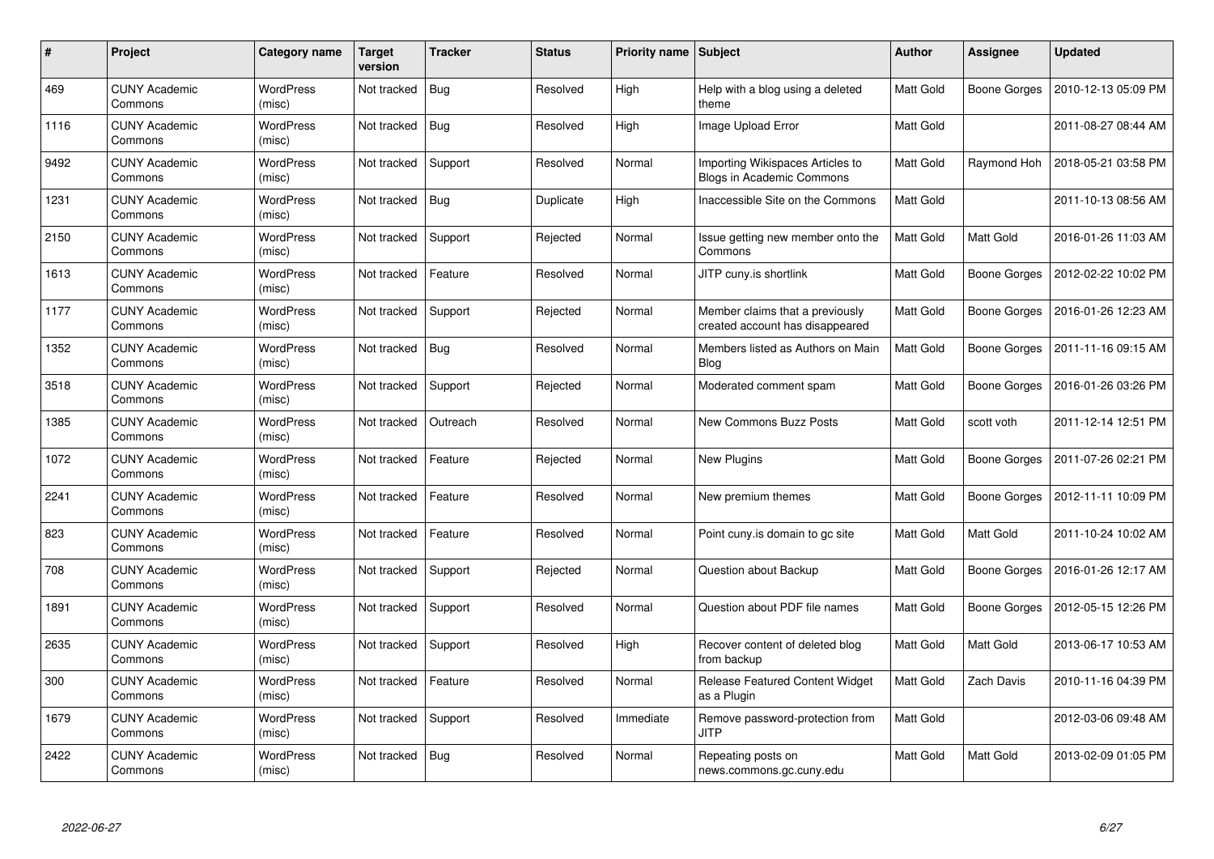| # | Project | Category name | Target version | Tracker | Status | Priority name | Subject | Author | Assignee | Updated |
|---|---|---|---|---|---|---|---|---|---|---|
| 469 | CUNY Academic Commons | WordPress (misc) | Not tracked | Bug | Resolved | High | Help with a blog using a deleted theme | Matt Gold | Boone Gorges | 2010-12-13 05:09 PM |
| 1116 | CUNY Academic Commons | WordPress (misc) | Not tracked | Bug | Resolved | High | Image Upload Error | Matt Gold | | 2011-08-27 08:44 AM |
| 9492 | CUNY Academic Commons | WordPress (misc) | Not tracked | Support | Resolved | Normal | Importing Wikispaces Articles to Blogs in Academic Commons | Matt Gold | Raymond Hoh | 2018-05-21 03:58 PM |
| 1231 | CUNY Academic Commons | WordPress (misc) | Not tracked | Bug | Duplicate | High | Inaccessible Site on the Commons | Matt Gold | | 2011-10-13 08:56 AM |
| 2150 | CUNY Academic Commons | WordPress (misc) | Not tracked | Support | Rejected | Normal | Issue getting new member onto the Commons | Matt Gold | Matt Gold | 2016-01-26 11:03 AM |
| 1613 | CUNY Academic Commons | WordPress (misc) | Not tracked | Feature | Resolved | Normal | JITP cuny.is shortlink | Matt Gold | Boone Gorges | 2012-02-22 10:02 PM |
| 1177 | CUNY Academic Commons | WordPress (misc) | Not tracked | Support | Rejected | Normal | Member claims that a previously created account has disappeared | Matt Gold | Boone Gorges | 2016-01-26 12:23 AM |
| 1352 | CUNY Academic Commons | WordPress (misc) | Not tracked | Bug | Resolved | Normal | Members listed as Authors on Main Blog | Matt Gold | Boone Gorges | 2011-11-16 09:15 AM |
| 3518 | CUNY Academic Commons | WordPress (misc) | Not tracked | Support | Rejected | Normal | Moderated comment spam | Matt Gold | Boone Gorges | 2016-01-26 03:26 PM |
| 1385 | CUNY Academic Commons | WordPress (misc) | Not tracked | Outreach | Resolved | Normal | New Commons Buzz Posts | Matt Gold | scott voth | 2011-12-14 12:51 PM |
| 1072 | CUNY Academic Commons | WordPress (misc) | Not tracked | Feature | Rejected | Normal | New Plugins | Matt Gold | Boone Gorges | 2011-07-26 02:21 PM |
| 2241 | CUNY Academic Commons | WordPress (misc) | Not tracked | Feature | Resolved | Normal | New premium themes | Matt Gold | Boone Gorges | 2012-11-11 10:09 PM |
| 823 | CUNY Academic Commons | WordPress (misc) | Not tracked | Feature | Resolved | Normal | Point cuny.is domain to gc site | Matt Gold | Matt Gold | 2011-10-24 10:02 AM |
| 708 | CUNY Academic Commons | WordPress (misc) | Not tracked | Support | Rejected | Normal | Question about Backup | Matt Gold | Boone Gorges | 2016-01-26 12:17 AM |
| 1891 | CUNY Academic Commons | WordPress (misc) | Not tracked | Support | Resolved | Normal | Question about PDF file names | Matt Gold | Boone Gorges | 2012-05-15 12:26 PM |
| 2635 | CUNY Academic Commons | WordPress (misc) | Not tracked | Support | Resolved | High | Recover content of deleted blog from backup | Matt Gold | Matt Gold | 2013-06-17 10:53 AM |
| 300 | CUNY Academic Commons | WordPress (misc) | Not tracked | Feature | Resolved | Normal | Release Featured Content Widget as a Plugin | Matt Gold | Zach Davis | 2010-11-16 04:39 PM |
| 1679 | CUNY Academic Commons | WordPress (misc) | Not tracked | Support | Resolved | Immediate | Remove password-protection from JITP | Matt Gold | | 2012-03-06 09:48 AM |
| 2422 | CUNY Academic Commons | WordPress (misc) | Not tracked | Bug | Resolved | Normal | Repeating posts on news.commons.gc.cuny.edu | Matt Gold | Matt Gold | 2013-02-09 01:05 PM |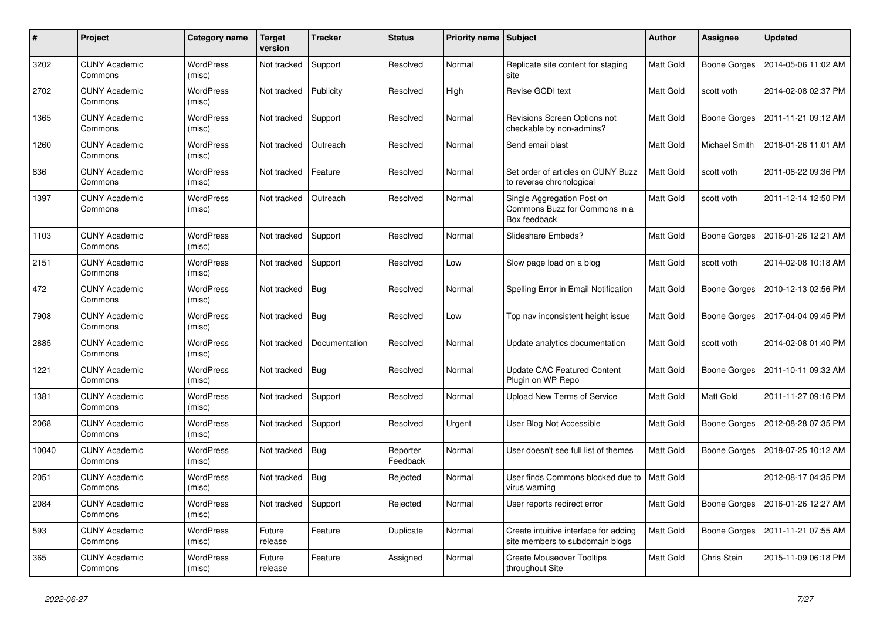| # | Project | Category name | Target version | Tracker | Status | Priority name | Subject | Author | Assignee | Updated |
|---|---|---|---|---|---|---|---|---|---|---|
| 3202 | CUNY Academic Commons | WordPress (misc) | Not tracked | Support | Resolved | Normal | Replicate site content for staging site | Matt Gold | Boone Gorges | 2014-05-06 11:02 AM |
| 2702 | CUNY Academic Commons | WordPress (misc) | Not tracked | Publicity | Resolved | High | Revise GCDI text | Matt Gold | scott voth | 2014-02-08 02:37 PM |
| 1365 | CUNY Academic Commons | WordPress (misc) | Not tracked | Support | Resolved | Normal | Revisions Screen Options not checkable by non-admins? | Matt Gold | Boone Gorges | 2011-11-21 09:12 AM |
| 1260 | CUNY Academic Commons | WordPress (misc) | Not tracked | Outreach | Resolved | Normal | Send email blast | Matt Gold | Michael Smith | 2016-01-26 11:01 AM |
| 836 | CUNY Academic Commons | WordPress (misc) | Not tracked | Feature | Resolved | Normal | Set order of articles on CUNY Buzz to reverse chronological | Matt Gold | scott voth | 2011-06-22 09:36 PM |
| 1397 | CUNY Academic Commons | WordPress (misc) | Not tracked | Outreach | Resolved | Normal | Single Aggregation Post on Commons Buzz for Commons in a Box feedback | Matt Gold | scott voth | 2011-12-14 12:50 PM |
| 1103 | CUNY Academic Commons | WordPress (misc) | Not tracked | Support | Resolved | Normal | Slideshare Embeds? | Matt Gold | Boone Gorges | 2016-01-26 12:21 AM |
| 2151 | CUNY Academic Commons | WordPress (misc) | Not tracked | Support | Resolved | Low | Slow page load on a blog | Matt Gold | scott voth | 2014-02-08 10:18 AM |
| 472 | CUNY Academic Commons | WordPress (misc) | Not tracked | Bug | Resolved | Normal | Spelling Error in Email Notification | Matt Gold | Boone Gorges | 2010-12-13 02:56 PM |
| 7908 | CUNY Academic Commons | WordPress (misc) | Not tracked | Bug | Resolved | Low | Top nav inconsistent height issue | Matt Gold | Boone Gorges | 2017-04-04 09:45 PM |
| 2885 | CUNY Academic Commons | WordPress (misc) | Not tracked | Documentation | Resolved | Normal | Update analytics documentation | Matt Gold | scott voth | 2014-02-08 01:40 PM |
| 1221 | CUNY Academic Commons | WordPress (misc) | Not tracked | Bug | Resolved | Normal | Update CAC Featured Content Plugin on WP Repo | Matt Gold | Boone Gorges | 2011-10-11 09:32 AM |
| 1381 | CUNY Academic Commons | WordPress (misc) | Not tracked | Support | Resolved | Normal | Upload New Terms of Service | Matt Gold | Matt Gold | 2011-11-27 09:16 PM |
| 2068 | CUNY Academic Commons | WordPress (misc) | Not tracked | Support | Resolved | Urgent | User Blog Not Accessible | Matt Gold | Boone Gorges | 2012-08-28 07:35 PM |
| 10040 | CUNY Academic Commons | WordPress (misc) | Not tracked | Bug | Reporter Feedback | Normal | User doesn't see full list of themes | Matt Gold | Boone Gorges | 2018-07-25 10:12 AM |
| 2051 | CUNY Academic Commons | WordPress (misc) | Not tracked | Bug | Rejected | Normal | User finds Commons blocked due to virus warning | Matt Gold | | 2012-08-17 04:35 PM |
| 2084 | CUNY Academic Commons | WordPress (misc) | Not tracked | Support | Rejected | Normal | User reports redirect error | Matt Gold | Boone Gorges | 2016-01-26 12:27 AM |
| 593 | CUNY Academic Commons | WordPress (misc) | Future release | Feature | Duplicate | Normal | Create intuitive interface for adding site members to subdomain blogs | Matt Gold | Boone Gorges | 2011-11-21 07:55 AM |
| 365 | CUNY Academic Commons | WordPress (misc) | Future release | Feature | Assigned | Normal | Create Mouseover Tooltips throughout Site | Matt Gold | Chris Stein | 2015-11-09 06:18 PM |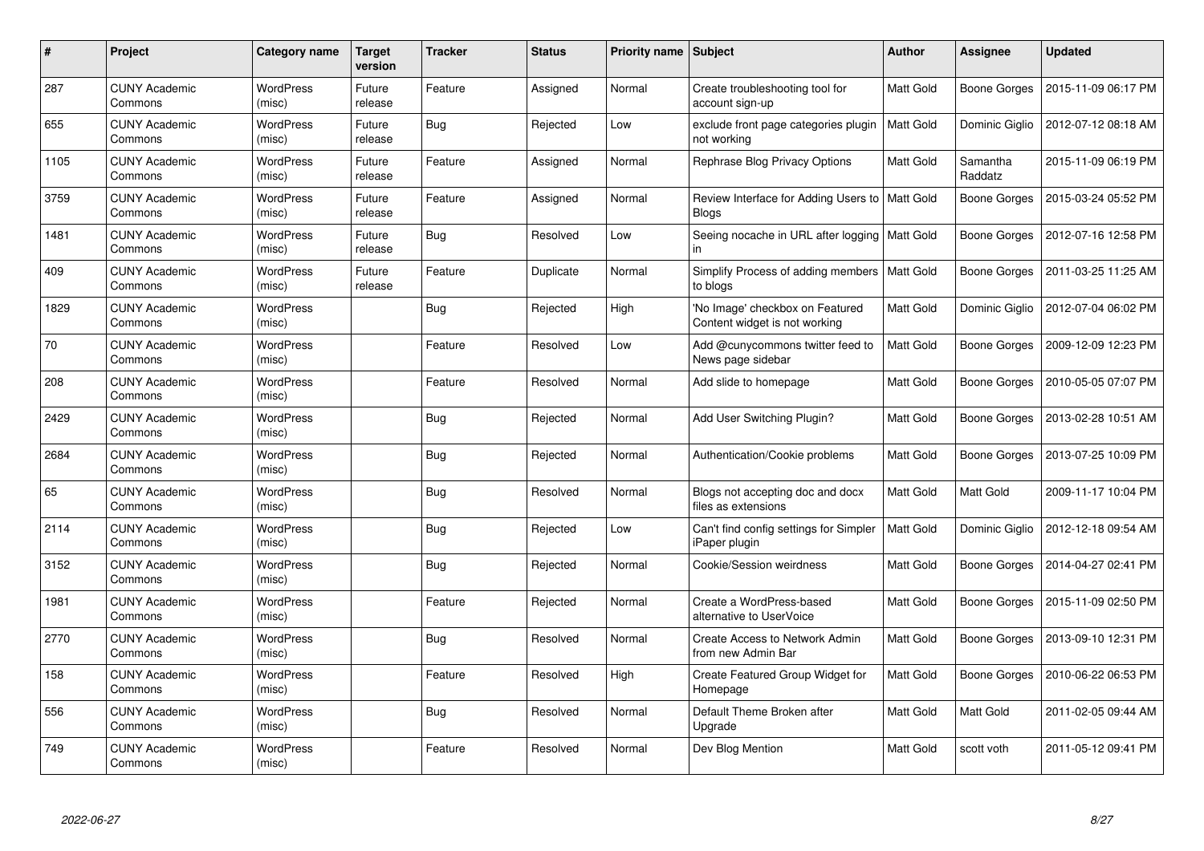| # | Project | Category name | Target version | Tracker | Status | Priority name | Subject | Author | Assignee | Updated |
|---|---|---|---|---|---|---|---|---|---|---|
| 287 | CUNY Academic Commons | WordPress (misc) | Future release | Feature | Assigned | Normal | Create troubleshooting tool for account sign-up | Matt Gold | Boone Gorges | 2015-11-09 06:17 PM |
| 655 | CUNY Academic Commons | WordPress (misc) | Future release | Bug | Rejected | Low | exclude front page categories plugin not working | Matt Gold | Dominic Giglio | 2012-07-12 08:18 AM |
| 1105 | CUNY Academic Commons | WordPress (misc) | Future release | Feature | Assigned | Normal | Rephrase Blog Privacy Options | Matt Gold | Samantha Raddatz | 2015-11-09 06:19 PM |
| 3759 | CUNY Academic Commons | WordPress (misc) | Future release | Feature | Assigned | Normal | Review Interface for Adding Users to Blogs | Matt Gold | Boone Gorges | 2015-03-24 05:52 PM |
| 1481 | CUNY Academic Commons | WordPress (misc) | Future release | Bug | Resolved | Low | Seeing nocache in URL after logging in | Matt Gold | Boone Gorges | 2012-07-16 12:58 PM |
| 409 | CUNY Academic Commons | WordPress (misc) | Future release | Feature | Duplicate | Normal | Simplify Process of adding members to blogs | Matt Gold | Boone Gorges | 2011-03-25 11:25 AM |
| 1829 | CUNY Academic Commons | WordPress (misc) | | Bug | Rejected | High | 'No Image' checkbox on Featured Content widget is not working | Matt Gold | Dominic Giglio | 2012-07-04 06:02 PM |
| 70 | CUNY Academic Commons | WordPress (misc) | | Feature | Resolved | Low | Add @cunycommons twitter feed to News page sidebar | Matt Gold | Boone Gorges | 2009-12-09 12:23 PM |
| 208 | CUNY Academic Commons | WordPress (misc) | | Feature | Resolved | Normal | Add slide to homepage | Matt Gold | Boone Gorges | 2010-05-05 07:07 PM |
| 2429 | CUNY Academic Commons | WordPress (misc) | | Bug | Rejected | Normal | Add User Switching Plugin? | Matt Gold | Boone Gorges | 2013-02-28 10:51 AM |
| 2684 | CUNY Academic Commons | WordPress (misc) | | Bug | Rejected | Normal | Authentication/Cookie problems | Matt Gold | Boone Gorges | 2013-07-25 10:09 PM |
| 65 | CUNY Academic Commons | WordPress (misc) | | Bug | Resolved | Normal | Blogs not accepting doc and docx files as extensions | Matt Gold | Matt Gold | 2009-11-17 10:04 PM |
| 2114 | CUNY Academic Commons | WordPress (misc) | | Bug | Rejected | Low | Can't find config settings for Simpler iPaper plugin | Matt Gold | Dominic Giglio | 2012-12-18 09:54 AM |
| 3152 | CUNY Academic Commons | WordPress (misc) | | Bug | Rejected | Normal | Cookie/Session weirdness | Matt Gold | Boone Gorges | 2014-04-27 02:41 PM |
| 1981 | CUNY Academic Commons | WordPress (misc) | | Feature | Rejected | Normal | Create a WordPress-based alternative to UserVoice | Matt Gold | Boone Gorges | 2015-11-09 02:50 PM |
| 2770 | CUNY Academic Commons | WordPress (misc) | | Bug | Resolved | Normal | Create Access to Network Admin from new Admin Bar | Matt Gold | Boone Gorges | 2013-09-10 12:31 PM |
| 158 | CUNY Academic Commons | WordPress (misc) | | Feature | Resolved | High | Create Featured Group Widget for Homepage | Matt Gold | Boone Gorges | 2010-06-22 06:53 PM |
| 556 | CUNY Academic Commons | WordPress (misc) | | Bug | Resolved | Normal | Default Theme Broken after Upgrade | Matt Gold | Matt Gold | 2011-02-05 09:44 AM |
| 749 | CUNY Academic Commons | WordPress (misc) | | Feature | Resolved | Normal | Dev Blog Mention | Matt Gold | scott voth | 2011-05-12 09:41 PM |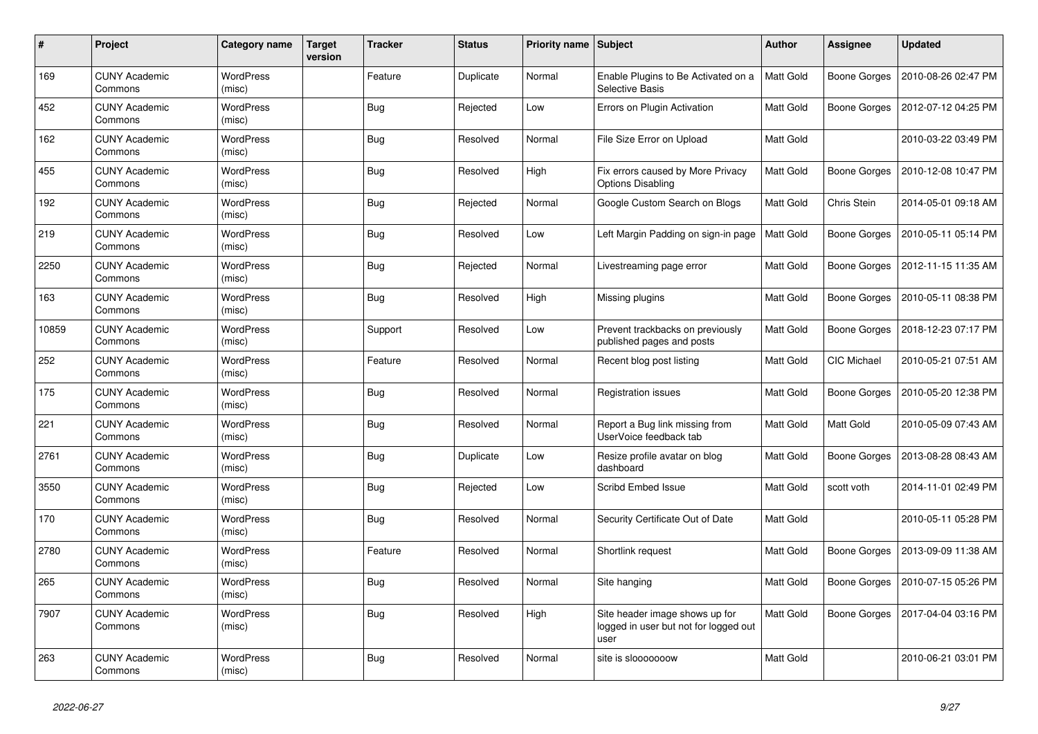| # | Project | Category name | Target version | Tracker | Status | Priority name | Subject | Author | Assignee | Updated |
|---|---|---|---|---|---|---|---|---|---|---|
| 169 | CUNY Academic Commons | WordPress (misc) | | Feature | Duplicate | Normal | Enable Plugins to Be Activated on a Selective Basis | Matt Gold | Boone Gorges | 2010-08-26 02:47 PM |
| 452 | CUNY Academic Commons | WordPress (misc) | | Bug | Rejected | Low | Errors on Plugin Activation | Matt Gold | Boone Gorges | 2012-07-12 04:25 PM |
| 162 | CUNY Academic Commons | WordPress (misc) | | Bug | Resolved | Normal | File Size Error on Upload | Matt Gold | | 2010-03-22 03:49 PM |
| 455 | CUNY Academic Commons | WordPress (misc) | | Bug | Resolved | High | Fix errors caused by More Privacy Options Disabling | Matt Gold | Boone Gorges | 2010-12-08 10:47 PM |
| 192 | CUNY Academic Commons | WordPress (misc) | | Bug | Rejected | Normal | Google Custom Search on Blogs | Matt Gold | Chris Stein | 2014-05-01 09:18 AM |
| 219 | CUNY Academic Commons | WordPress (misc) | | Bug | Resolved | Low | Left Margin Padding on sign-in page | Matt Gold | Boone Gorges | 2010-05-11 05:14 PM |
| 2250 | CUNY Academic Commons | WordPress (misc) | | Bug | Rejected | Normal | Livestreaming page error | Matt Gold | Boone Gorges | 2012-11-15 11:35 AM |
| 163 | CUNY Academic Commons | WordPress (misc) | | Bug | Resolved | High | Missing plugins | Matt Gold | Boone Gorges | 2010-05-11 08:38 PM |
| 10859 | CUNY Academic Commons | WordPress (misc) | | Support | Resolved | Low | Prevent trackbacks on previously published pages and posts | Matt Gold | Boone Gorges | 2018-12-23 07:17 PM |
| 252 | CUNY Academic Commons | WordPress (misc) | | Feature | Resolved | Normal | Recent blog post listing | Matt Gold | CIC Michael | 2010-05-21 07:51 AM |
| 175 | CUNY Academic Commons | WordPress (misc) | | Bug | Resolved | Normal | Registration issues | Matt Gold | Boone Gorges | 2010-05-20 12:38 PM |
| 221 | CUNY Academic Commons | WordPress (misc) | | Bug | Resolved | Normal | Report a Bug link missing from UserVoice feedback tab | Matt Gold | Matt Gold | 2010-05-09 07:43 AM |
| 2761 | CUNY Academic Commons | WordPress (misc) | | Bug | Duplicate | Low | Resize profile avatar on blog dashboard | Matt Gold | Boone Gorges | 2013-08-28 08:43 AM |
| 3550 | CUNY Academic Commons | WordPress (misc) | | Bug | Rejected | Low | Scribd Embed Issue | Matt Gold | scott voth | 2014-11-01 02:49 PM |
| 170 | CUNY Academic Commons | WordPress (misc) | | Bug | Resolved | Normal | Security Certificate Out of Date | Matt Gold | | 2010-05-11 05:28 PM |
| 2780 | CUNY Academic Commons | WordPress (misc) | | Feature | Resolved | Normal | Shortlink request | Matt Gold | Boone Gorges | 2013-09-09 11:38 AM |
| 265 | CUNY Academic Commons | WordPress (misc) | | Bug | Resolved | Normal | Site hanging | Matt Gold | Boone Gorges | 2010-07-15 05:26 PM |
| 7907 | CUNY Academic Commons | WordPress (misc) | | Bug | Resolved | High | Site header image shows up for logged in user but not for logged out user | Matt Gold | Boone Gorges | 2017-04-04 03:16 PM |
| 263 | CUNY Academic Commons | WordPress (misc) | | Bug | Resolved | Normal | site is slooooooow | Matt Gold | | 2010-06-21 03:01 PM |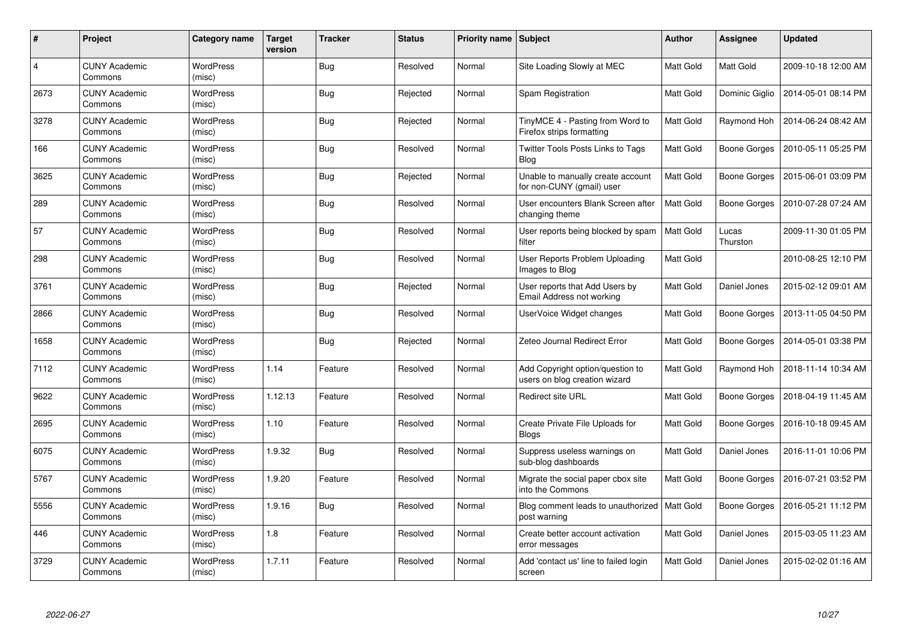| # | Project | Category name | Target version | Tracker | Status | Priority name | Subject | Author | Assignee | Updated |
|---|---|---|---|---|---|---|---|---|---|---|
| 4 | CUNY Academic Commons | WordPress (misc) | | Bug | Resolved | Normal | Site Loading Slowly at MEC | Matt Gold | Matt Gold | 2009-10-18 12:00 AM |
| 2673 | CUNY Academic Commons | WordPress (misc) | | Bug | Rejected | Normal | Spam Registration | Matt Gold | Dominic Giglio | 2014-05-01 08:14 PM |
| 3278 | CUNY Academic Commons | WordPress (misc) | | Bug | Rejected | Normal | TinyMCE 4 - Pasting from Word to Firefox strips formatting | Matt Gold | Raymond Hoh | 2014-06-24 08:42 AM |
| 166 | CUNY Academic Commons | WordPress (misc) | | Bug | Resolved | Normal | Twitter Tools Posts Links to Tags Blog | Matt Gold | Boone Gorges | 2010-05-11 05:25 PM |
| 3625 | CUNY Academic Commons | WordPress (misc) | | Bug | Rejected | Normal | Unable to manually create account for non-CUNY (gmail) user | Matt Gold | Boone Gorges | 2015-06-01 03:09 PM |
| 289 | CUNY Academic Commons | WordPress (misc) | | Bug | Resolved | Normal | User encounters Blank Screen after changing theme | Matt Gold | Boone Gorges | 2010-07-28 07:24 AM |
| 57 | CUNY Academic Commons | WordPress (misc) | | Bug | Resolved | Normal | User reports being blocked by spam filter | Matt Gold | Lucas Thurston | 2009-11-30 01:05 PM |
| 298 | CUNY Academic Commons | WordPress (misc) | | Bug | Resolved | Normal | User Reports Problem Uploading Images to Blog | Matt Gold | | 2010-08-25 12:10 PM |
| 3761 | CUNY Academic Commons | WordPress (misc) | | Bug | Rejected | Normal | User reports that Add Users by Email Address not working | Matt Gold | Daniel Jones | 2015-02-12 09:01 AM |
| 2866 | CUNY Academic Commons | WordPress (misc) | | Bug | Resolved | Normal | UserVoice Widget changes | Matt Gold | Boone Gorges | 2013-11-05 04:50 PM |
| 1658 | CUNY Academic Commons | WordPress (misc) | | Bug | Rejected | Normal | Zeteo Journal Redirect Error | Matt Gold | Boone Gorges | 2014-05-01 03:38 PM |
| 7112 | CUNY Academic Commons | WordPress (misc) | 1.14 | Feature | Resolved | Normal | Add Copyright option/question to users on blog creation wizard | Matt Gold | Raymond Hoh | 2018-11-14 10:34 AM |
| 9622 | CUNY Academic Commons | WordPress (misc) | 1.12.13 | Feature | Resolved | Normal | Redirect site URL | Matt Gold | Boone Gorges | 2018-04-19 11:45 AM |
| 2695 | CUNY Academic Commons | WordPress (misc) | 1.10 | Feature | Resolved | Normal | Create Private File Uploads for Blogs | Matt Gold | Boone Gorges | 2016-10-18 09:45 AM |
| 6075 | CUNY Academic Commons | WordPress (misc) | 1.9.32 | Bug | Resolved | Normal | Suppress useless warnings on sub-blog dashboards | Matt Gold | Daniel Jones | 2016-11-01 10:06 PM |
| 5767 | CUNY Academic Commons | WordPress (misc) | 1.9.20 | Feature | Resolved | Normal | Migrate the social paper cbox site into the Commons | Matt Gold | Boone Gorges | 2016-07-21 03:52 PM |
| 5556 | CUNY Academic Commons | WordPress (misc) | 1.9.16 | Bug | Resolved | Normal | Blog comment leads to unauthorized post warning | Matt Gold | Boone Gorges | 2016-05-21 11:12 PM |
| 446 | CUNY Academic Commons | WordPress (misc) | 1.8 | Feature | Resolved | Normal | Create better account activation error messages | Matt Gold | Daniel Jones | 2015-03-05 11:23 AM |
| 3729 | CUNY Academic Commons | WordPress (misc) | 1.7.11 | Feature | Resolved | Normal | Add 'contact us' line to failed login screen | Matt Gold | Daniel Jones | 2015-02-02 01:16 AM |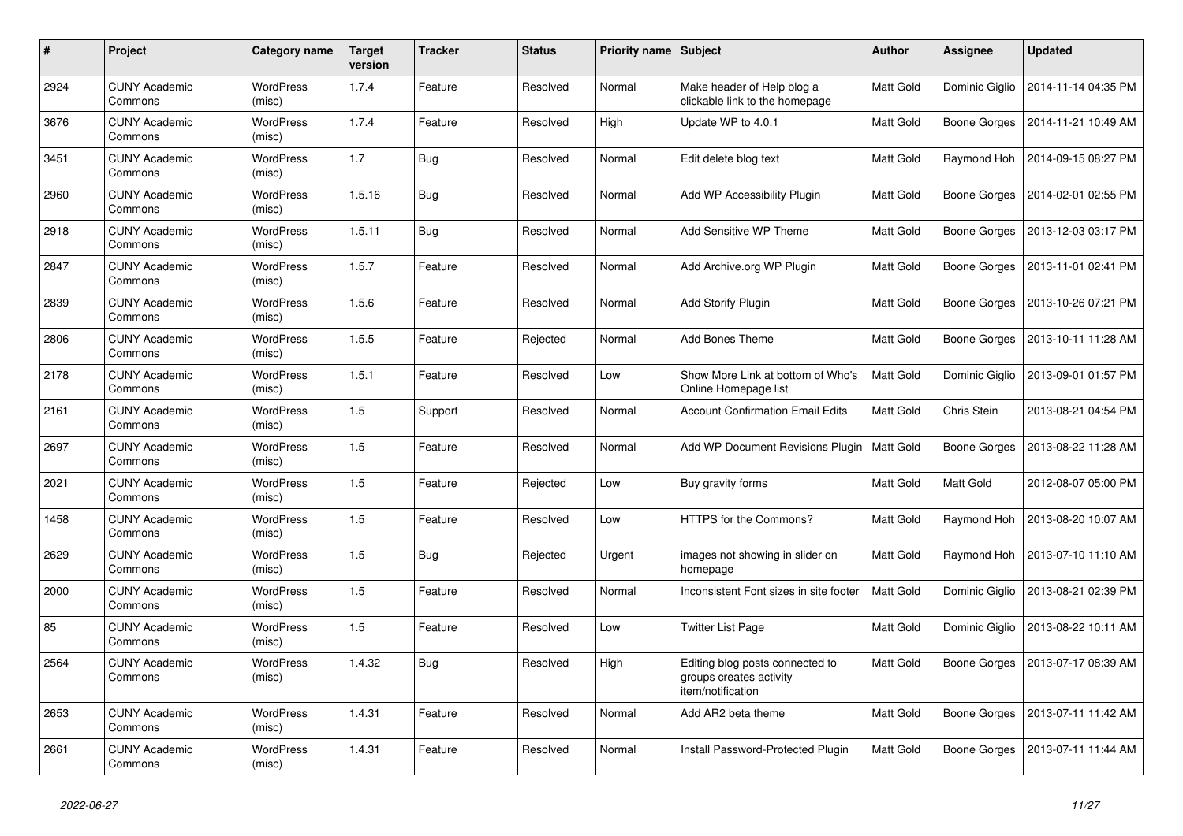| # | Project | Category name | Target version | Tracker | Status | Priority name | Subject | Author | Assignee | Updated |
|---|---|---|---|---|---|---|---|---|---|---|
| 2924 | CUNY Academic Commons | WordPress (misc) | 1.7.4 | Feature | Resolved | Normal | Make header of Help blog a clickable link to the homepage | Matt Gold | Dominic Giglio | 2014-11-14 04:35 PM |
| 3676 | CUNY Academic Commons | WordPress (misc) | 1.7.4 | Feature | Resolved | High | Update WP to 4.0.1 | Matt Gold | Boone Gorges | 2014-11-21 10:49 AM |
| 3451 | CUNY Academic Commons | WordPress (misc) | 1.7 | Bug | Resolved | Normal | Edit delete blog text | Matt Gold | Raymond Hoh | 2014-09-15 08:27 PM |
| 2960 | CUNY Academic Commons | WordPress (misc) | 1.5.16 | Bug | Resolved | Normal | Add WP Accessibility Plugin | Matt Gold | Boone Gorges | 2014-02-01 02:55 PM |
| 2918 | CUNY Academic Commons | WordPress (misc) | 1.5.11 | Bug | Resolved | Normal | Add Sensitive WP Theme | Matt Gold | Boone Gorges | 2013-12-03 03:17 PM |
| 2847 | CUNY Academic Commons | WordPress (misc) | 1.5.7 | Feature | Resolved | Normal | Add Archive.org WP Plugin | Matt Gold | Boone Gorges | 2013-11-01 02:41 PM |
| 2839 | CUNY Academic Commons | WordPress (misc) | 1.5.6 | Feature | Resolved | Normal | Add Storify Plugin | Matt Gold | Boone Gorges | 2013-10-26 07:21 PM |
| 2806 | CUNY Academic Commons | WordPress (misc) | 1.5.5 | Feature | Rejected | Normal | Add Bones Theme | Matt Gold | Boone Gorges | 2013-10-11 11:28 AM |
| 2178 | CUNY Academic Commons | WordPress (misc) | 1.5.1 | Feature | Resolved | Low | Show More Link at bottom of Who's Online Homepage list | Matt Gold | Dominic Giglio | 2013-09-01 01:57 PM |
| 2161 | CUNY Academic Commons | WordPress (misc) | 1.5 | Support | Resolved | Normal | Account Confirmation Email Edits | Matt Gold | Chris Stein | 2013-08-21 04:54 PM |
| 2697 | CUNY Academic Commons | WordPress (misc) | 1.5 | Feature | Resolved | Normal | Add WP Document Revisions Plugin | Matt Gold | Boone Gorges | 2013-08-22 11:28 AM |
| 2021 | CUNY Academic Commons | WordPress (misc) | 1.5 | Feature | Rejected | Low | Buy gravity forms | Matt Gold | Matt Gold | 2012-08-07 05:00 PM |
| 1458 | CUNY Academic Commons | WordPress (misc) | 1.5 | Feature | Resolved | Low | HTTPS for the Commons? | Matt Gold | Raymond Hoh | 2013-08-20 10:07 AM |
| 2629 | CUNY Academic Commons | WordPress (misc) | 1.5 | Bug | Rejected | Urgent | images not showing in slider on homepage | Matt Gold | Raymond Hoh | 2013-07-10 11:10 AM |
| 2000 | CUNY Academic Commons | WordPress (misc) | 1.5 | Feature | Resolved | Normal | Inconsistent Font sizes in site footer | Matt Gold | Dominic Giglio | 2013-08-21 02:39 PM |
| 85 | CUNY Academic Commons | WordPress (misc) | 1.5 | Feature | Resolved | Low | Twitter List Page | Matt Gold | Dominic Giglio | 2013-08-22 10:11 AM |
| 2564 | CUNY Academic Commons | WordPress (misc) | 1.4.32 | Bug | Resolved | High | Editing blog posts connected to groups creates activity item/notification | Matt Gold | Boone Gorges | 2013-07-17 08:39 AM |
| 2653 | CUNY Academic Commons | WordPress (misc) | 1.4.31 | Feature | Resolved | Normal | Add AR2 beta theme | Matt Gold | Boone Gorges | 2013-07-11 11:42 AM |
| 2661 | CUNY Academic Commons | WordPress (misc) | 1.4.31 | Feature | Resolved | Normal | Install Password-Protected Plugin | Matt Gold | Boone Gorges | 2013-07-11 11:44 AM |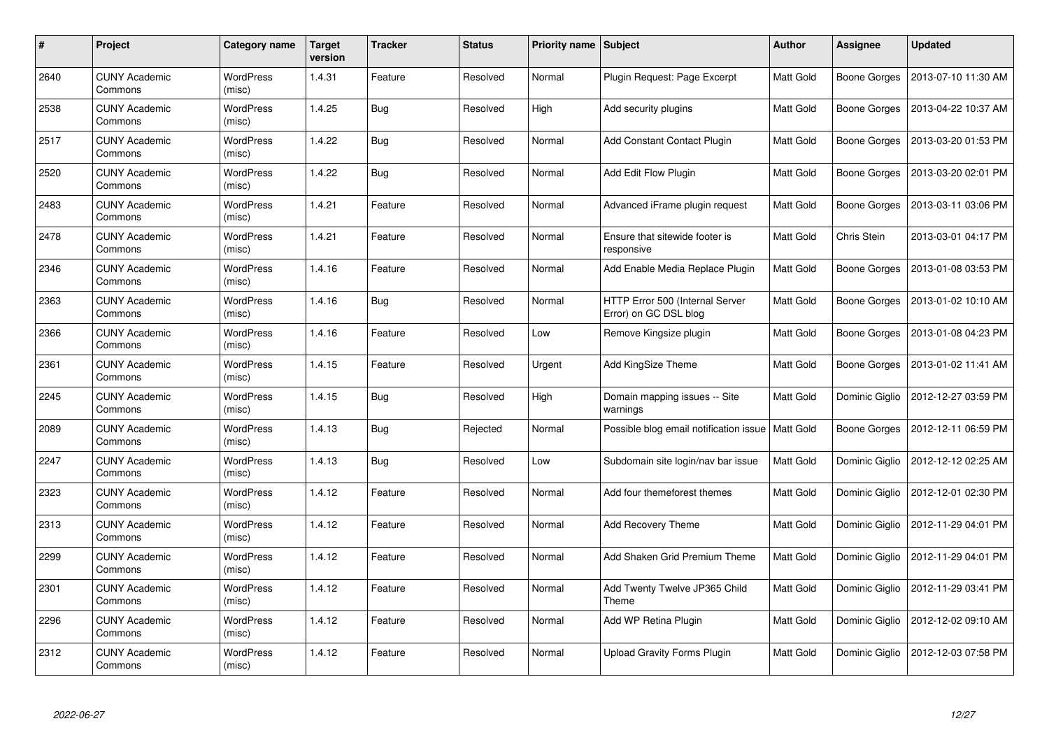| # | Project | Category name | Target version | Tracker | Status | Priority name | Subject | Author | Assignee | Updated |
|---|---|---|---|---|---|---|---|---|---|---|
| 2640 | CUNY Academic Commons | WordPress (misc) | 1.4.31 | Feature | Resolved | Normal | Plugin Request: Page Excerpt | Matt Gold | Boone Gorges | 2013-07-10 11:30 AM |
| 2538 | CUNY Academic Commons | WordPress (misc) | 1.4.25 | Bug | Resolved | High | Add security plugins | Matt Gold | Boone Gorges | 2013-04-22 10:37 AM |
| 2517 | CUNY Academic Commons | WordPress (misc) | 1.4.22 | Bug | Resolved | Normal | Add Constant Contact Plugin | Matt Gold | Boone Gorges | 2013-03-20 01:53 PM |
| 2520 | CUNY Academic Commons | WordPress (misc) | 1.4.22 | Bug | Resolved | Normal | Add Edit Flow Plugin | Matt Gold | Boone Gorges | 2013-03-20 02:01 PM |
| 2483 | CUNY Academic Commons | WordPress (misc) | 1.4.21 | Feature | Resolved | Normal | Advanced iFrame plugin request | Matt Gold | Boone Gorges | 2013-03-11 03:06 PM |
| 2478 | CUNY Academic Commons | WordPress (misc) | 1.4.21 | Feature | Resolved | Normal | Ensure that sitewide footer is responsive | Matt Gold | Chris Stein | 2013-03-01 04:17 PM |
| 2346 | CUNY Academic Commons | WordPress (misc) | 1.4.16 | Feature | Resolved | Normal | Add Enable Media Replace Plugin | Matt Gold | Boone Gorges | 2013-01-08 03:53 PM |
| 2363 | CUNY Academic Commons | WordPress (misc) | 1.4.16 | Bug | Resolved | Normal | HTTP Error 500 (Internal Server Error) on GC DSL blog | Matt Gold | Boone Gorges | 2013-01-02 10:10 AM |
| 2366 | CUNY Academic Commons | WordPress (misc) | 1.4.16 | Feature | Resolved | Low | Remove Kingsize plugin | Matt Gold | Boone Gorges | 2013-01-08 04:23 PM |
| 2361 | CUNY Academic Commons | WordPress (misc) | 1.4.15 | Feature | Resolved | Urgent | Add KingSize Theme | Matt Gold | Boone Gorges | 2013-01-02 11:41 AM |
| 2245 | CUNY Academic Commons | WordPress (misc) | 1.4.15 | Bug | Resolved | High | Domain mapping issues -- Site warnings | Matt Gold | Dominic Giglio | 2012-12-27 03:59 PM |
| 2089 | CUNY Academic Commons | WordPress (misc) | 1.4.13 | Bug | Rejected | Normal | Possible blog email notification issue | Matt Gold | Boone Gorges | 2012-12-11 06:59 PM |
| 2247 | CUNY Academic Commons | WordPress (misc) | 1.4.13 | Bug | Resolved | Low | Subdomain site login/nav bar issue | Matt Gold | Dominic Giglio | 2012-12-12 02:25 AM |
| 2323 | CUNY Academic Commons | WordPress (misc) | 1.4.12 | Feature | Resolved | Normal | Add four themeforest themes | Matt Gold | Dominic Giglio | 2012-12-01 02:30 PM |
| 2313 | CUNY Academic Commons | WordPress (misc) | 1.4.12 | Feature | Resolved | Normal | Add Recovery Theme | Matt Gold | Dominic Giglio | 2012-11-29 04:01 PM |
| 2299 | CUNY Academic Commons | WordPress (misc) | 1.4.12 | Feature | Resolved | Normal | Add Shaken Grid Premium Theme | Matt Gold | Dominic Giglio | 2012-11-29 04:01 PM |
| 2301 | CUNY Academic Commons | WordPress (misc) | 1.4.12 | Feature | Resolved | Normal | Add Twenty Twelve JP365 Child Theme | Matt Gold | Dominic Giglio | 2012-11-29 03:41 PM |
| 2296 | CUNY Academic Commons | WordPress (misc) | 1.4.12 | Feature | Resolved | Normal | Add WP Retina Plugin | Matt Gold | Dominic Giglio | 2012-12-02 09:10 AM |
| 2312 | CUNY Academic Commons | WordPress (misc) | 1.4.12 | Feature | Resolved | Normal | Upload Gravity Forms Plugin | Matt Gold | Dominic Giglio | 2012-12-03 07:58 PM |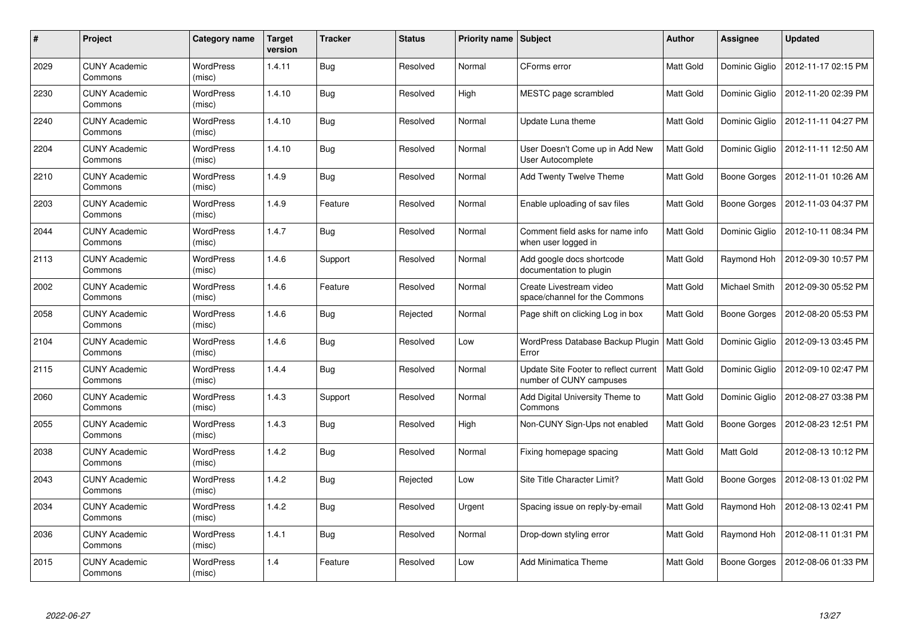| # | Project | Category name | Target version | Tracker | Status | Priority name | Subject | Author | Assignee | Updated |
|---|---|---|---|---|---|---|---|---|---|---|
| 2029 | CUNY Academic Commons | WordPress (misc) | 1.4.11 | Bug | Resolved | Normal | CForms error | Matt Gold | Dominic Giglio | 2012-11-17 02:15 PM |
| 2230 | CUNY Academic Commons | WordPress (misc) | 1.4.10 | Bug | Resolved | High | MESTC page scrambled | Matt Gold | Dominic Giglio | 2012-11-20 02:39 PM |
| 2240 | CUNY Academic Commons | WordPress (misc) | 1.4.10 | Bug | Resolved | Normal | Update Luna theme | Matt Gold | Dominic Giglio | 2012-11-11 04:27 PM |
| 2204 | CUNY Academic Commons | WordPress (misc) | 1.4.10 | Bug | Resolved | Normal | User Doesn't Come up in Add New User Autocomplete | Matt Gold | Dominic Giglio | 2012-11-11 12:50 AM |
| 2210 | CUNY Academic Commons | WordPress (misc) | 1.4.9 | Bug | Resolved | Normal | Add Twenty Twelve Theme | Matt Gold | Boone Gorges | 2012-11-01 10:26 AM |
| 2203 | CUNY Academic Commons | WordPress (misc) | 1.4.9 | Feature | Resolved | Normal | Enable uploading of sav files | Matt Gold | Boone Gorges | 2012-11-03 04:37 PM |
| 2044 | CUNY Academic Commons | WordPress (misc) | 1.4.7 | Bug | Resolved | Normal | Comment field asks for name info when user logged in | Matt Gold | Dominic Giglio | 2012-10-11 08:34 PM |
| 2113 | CUNY Academic Commons | WordPress (misc) | 1.4.6 | Support | Resolved | Normal | Add google docs shortcode documentation to plugin | Matt Gold | Raymond Hoh | 2012-09-30 10:57 PM |
| 2002 | CUNY Academic Commons | WordPress (misc) | 1.4.6 | Feature | Resolved | Normal | Create Livestream video space/channel for the Commons | Matt Gold | Michael Smith | 2012-09-30 05:52 PM |
| 2058 | CUNY Academic Commons | WordPress (misc) | 1.4.6 | Bug | Rejected | Normal | Page shift on clicking Log in box | Matt Gold | Boone Gorges | 2012-08-20 05:53 PM |
| 2104 | CUNY Academic Commons | WordPress (misc) | 1.4.6 | Bug | Resolved | Low | WordPress Database Backup Plugin Error | Matt Gold | Dominic Giglio | 2012-09-13 03:45 PM |
| 2115 | CUNY Academic Commons | WordPress (misc) | 1.4.4 | Bug | Resolved | Normal | Update Site Footer to reflect current number of CUNY campuses | Matt Gold | Dominic Giglio | 2012-09-10 02:47 PM |
| 2060 | CUNY Academic Commons | WordPress (misc) | 1.4.3 | Support | Resolved | Normal | Add Digital University Theme to Commons | Matt Gold | Dominic Giglio | 2012-08-27 03:38 PM |
| 2055 | CUNY Academic Commons | WordPress (misc) | 1.4.3 | Bug | Resolved | High | Non-CUNY Sign-Ups not enabled | Matt Gold | Boone Gorges | 2012-08-23 12:51 PM |
| 2038 | CUNY Academic Commons | WordPress (misc) | 1.4.2 | Bug | Resolved | Normal | Fixing homepage spacing | Matt Gold | Matt Gold | 2012-08-13 10:12 PM |
| 2043 | CUNY Academic Commons | WordPress (misc) | 1.4.2 | Bug | Rejected | Low | Site Title Character Limit? | Matt Gold | Boone Gorges | 2012-08-13 01:02 PM |
| 2034 | CUNY Academic Commons | WordPress (misc) | 1.4.2 | Bug | Resolved | Urgent | Spacing issue on reply-by-email | Matt Gold | Raymond Hoh | 2012-08-13 02:41 PM |
| 2036 | CUNY Academic Commons | WordPress (misc) | 1.4.1 | Bug | Resolved | Normal | Drop-down styling error | Matt Gold | Raymond Hoh | 2012-08-11 01:31 PM |
| 2015 | CUNY Academic Commons | WordPress (misc) | 1.4 | Feature | Resolved | Low | Add Minimatica Theme | Matt Gold | Boone Gorges | 2012-08-06 01:33 PM |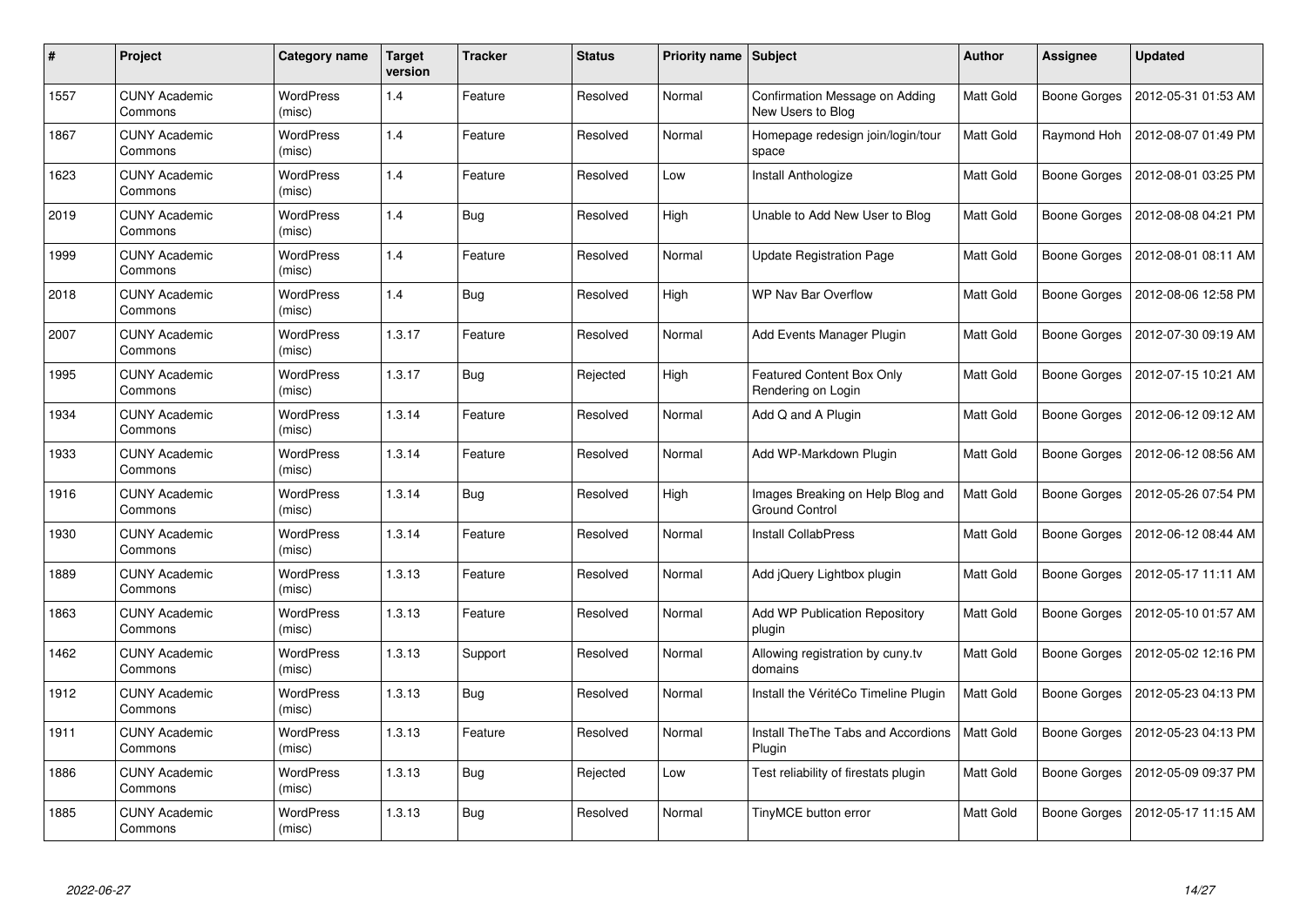| # | Project | Category name | Target version | Tracker | Status | Priority name | Subject | Author | Assignee | Updated |
|---|---|---|---|---|---|---|---|---|---|---|
| 1557 | CUNY Academic Commons | WordPress (misc) | 1.4 | Feature | Resolved | Normal | Confirmation Message on Adding New Users to Blog | Matt Gold | Boone Gorges | 2012-05-31 01:53 AM |
| 1867 | CUNY Academic Commons | WordPress (misc) | 1.4 | Feature | Resolved | Normal | Homepage redesign join/login/tour space | Matt Gold | Raymond Hoh | 2012-08-07 01:49 PM |
| 1623 | CUNY Academic Commons | WordPress (misc) | 1.4 | Feature | Resolved | Low | Install Anthologize | Matt Gold | Boone Gorges | 2012-08-01 03:25 PM |
| 2019 | CUNY Academic Commons | WordPress (misc) | 1.4 | Bug | Resolved | High | Unable to Add New User to Blog | Matt Gold | Boone Gorges | 2012-08-08 04:21 PM |
| 1999 | CUNY Academic Commons | WordPress (misc) | 1.4 | Feature | Resolved | Normal | Update Registration Page | Matt Gold | Boone Gorges | 2012-08-01 08:11 AM |
| 2018 | CUNY Academic Commons | WordPress (misc) | 1.4 | Bug | Resolved | High | WP Nav Bar Overflow | Matt Gold | Boone Gorges | 2012-08-06 12:58 PM |
| 2007 | CUNY Academic Commons | WordPress (misc) | 1.3.17 | Feature | Resolved | Normal | Add Events Manager Plugin | Matt Gold | Boone Gorges | 2012-07-30 09:19 AM |
| 1995 | CUNY Academic Commons | WordPress (misc) | 1.3.17 | Bug | Rejected | High | Featured Content Box Only Rendering on Login | Matt Gold | Boone Gorges | 2012-07-15 10:21 AM |
| 1934 | CUNY Academic Commons | WordPress (misc) | 1.3.14 | Feature | Resolved | Normal | Add Q and A Plugin | Matt Gold | Boone Gorges | 2012-06-12 09:12 AM |
| 1933 | CUNY Academic Commons | WordPress (misc) | 1.3.14 | Feature | Resolved | Normal | Add WP-Markdown Plugin | Matt Gold | Boone Gorges | 2012-06-12 08:56 AM |
| 1916 | CUNY Academic Commons | WordPress (misc) | 1.3.14 | Bug | Resolved | High | Images Breaking on Help Blog and Ground Control | Matt Gold | Boone Gorges | 2012-05-26 07:54 PM |
| 1930 | CUNY Academic Commons | WordPress (misc) | 1.3.14 | Feature | Resolved | Normal | Install CollabPress | Matt Gold | Boone Gorges | 2012-06-12 08:44 AM |
| 1889 | CUNY Academic Commons | WordPress (misc) | 1.3.13 | Feature | Resolved | Normal | Add jQuery Lightbox plugin | Matt Gold | Boone Gorges | 2012-05-17 11:11 AM |
| 1863 | CUNY Academic Commons | WordPress (misc) | 1.3.13 | Feature | Resolved | Normal | Add WP Publication Repository plugin | Matt Gold | Boone Gorges | 2012-05-10 01:57 AM |
| 1462 | CUNY Academic Commons | WordPress (misc) | 1.3.13 | Support | Resolved | Normal | Allowing registration by cuny.tv domains | Matt Gold | Boone Gorges | 2012-05-02 12:16 PM |
| 1912 | CUNY Academic Commons | WordPress (misc) | 1.3.13 | Bug | Resolved | Normal | Install the VéritéCo Timeline Plugin | Matt Gold | Boone Gorges | 2012-05-23 04:13 PM |
| 1911 | CUNY Academic Commons | WordPress (misc) | 1.3.13 | Feature | Resolved | Normal | Install TheThe Tabs and Accordions Plugin | Matt Gold | Boone Gorges | 2012-05-23 04:13 PM |
| 1886 | CUNY Academic Commons | WordPress (misc) | 1.3.13 | Bug | Rejected | Low | Test reliability of firestats plugin | Matt Gold | Boone Gorges | 2012-05-09 09:37 PM |
| 1885 | CUNY Academic Commons | WordPress (misc) | 1.3.13 | Bug | Resolved | Normal | TinyMCE button error | Matt Gold | Boone Gorges | 2012-05-17 11:15 AM |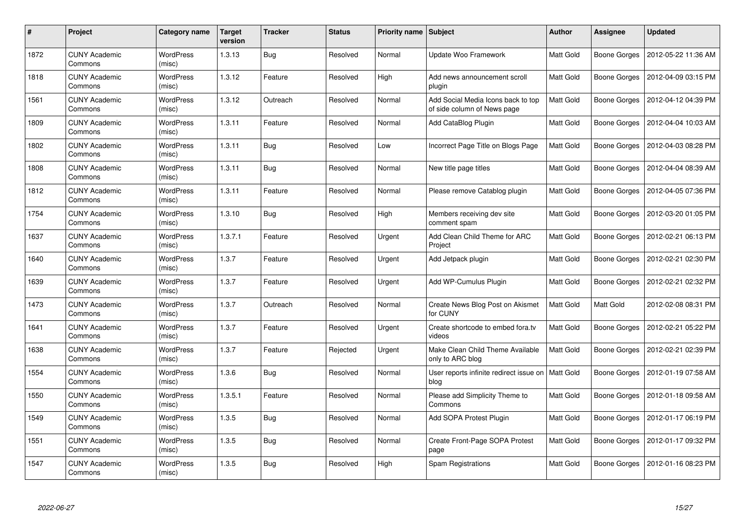| # | Project | Category name | Target version | Tracker | Status | Priority name | Subject | Author | Assignee | Updated |
|---|---|---|---|---|---|---|---|---|---|---|
| 1872 | CUNY Academic Commons | WordPress (misc) | 1.3.13 | Bug | Resolved | Normal | Update Woo Framework | Matt Gold | Boone Gorges | 2012-05-22 11:36 AM |
| 1818 | CUNY Academic Commons | WordPress (misc) | 1.3.12 | Feature | Resolved | High | Add news announcement scroll plugin | Matt Gold | Boone Gorges | 2012-04-09 03:15 PM |
| 1561 | CUNY Academic Commons | WordPress (misc) | 1.3.12 | Outreach | Resolved | Normal | Add Social Media Icons back to top of side column of News page | Matt Gold | Boone Gorges | 2012-04-12 04:39 PM |
| 1809 | CUNY Academic Commons | WordPress (misc) | 1.3.11 | Feature | Resolved | Normal | Add CataBlog Plugin | Matt Gold | Boone Gorges | 2012-04-04 10:03 AM |
| 1802 | CUNY Academic Commons | WordPress (misc) | 1.3.11 | Bug | Resolved | Low | Incorrect Page Title on Blogs Page | Matt Gold | Boone Gorges | 2012-04-03 08:28 PM |
| 1808 | CUNY Academic Commons | WordPress (misc) | 1.3.11 | Bug | Resolved | Normal | New title page titles | Matt Gold | Boone Gorges | 2012-04-04 08:39 AM |
| 1812 | CUNY Academic Commons | WordPress (misc) | 1.3.11 | Feature | Resolved | Normal | Please remove Catablog plugin | Matt Gold | Boone Gorges | 2012-04-05 07:36 PM |
| 1754 | CUNY Academic Commons | WordPress (misc) | 1.3.10 | Bug | Resolved | High | Members receiving dev site comment spam | Matt Gold | Boone Gorges | 2012-03-20 01:05 PM |
| 1637 | CUNY Academic Commons | WordPress (misc) | 1.3.7.1 | Feature | Resolved | Urgent | Add Clean Child Theme for ARC Project | Matt Gold | Boone Gorges | 2012-02-21 06:13 PM |
| 1640 | CUNY Academic Commons | WordPress (misc) | 1.3.7 | Feature | Resolved | Urgent | Add Jetpack plugin | Matt Gold | Boone Gorges | 2012-02-21 02:30 PM |
| 1639 | CUNY Academic Commons | WordPress (misc) | 1.3.7 | Feature | Resolved | Urgent | Add WP-Cumulus Plugin | Matt Gold | Boone Gorges | 2012-02-21 02:32 PM |
| 1473 | CUNY Academic Commons | WordPress (misc) | 1.3.7 | Outreach | Resolved | Normal | Create News Blog Post on Akismet for CUNY | Matt Gold | Matt Gold | 2012-02-08 08:31 PM |
| 1641 | CUNY Academic Commons | WordPress (misc) | 1.3.7 | Feature | Resolved | Urgent | Create shortcode to embed fora.tv videos | Matt Gold | Boone Gorges | 2012-02-21 05:22 PM |
| 1638 | CUNY Academic Commons | WordPress (misc) | 1.3.7 | Feature | Rejected | Urgent | Make Clean Child Theme Available only to ARC blog | Matt Gold | Boone Gorges | 2012-02-21 02:39 PM |
| 1554 | CUNY Academic Commons | WordPress (misc) | 1.3.6 | Bug | Resolved | Normal | User reports infinite redirect issue on blog | Matt Gold | Boone Gorges | 2012-01-19 07:58 AM |
| 1550 | CUNY Academic Commons | WordPress (misc) | 1.3.5.1 | Feature | Resolved | Normal | Please add Simplicity Theme to Commons | Matt Gold | Boone Gorges | 2012-01-18 09:58 AM |
| 1549 | CUNY Academic Commons | WordPress (misc) | 1.3.5 | Bug | Resolved | Normal | Add SOPA Protest Plugin | Matt Gold | Boone Gorges | 2012-01-17 06:19 PM |
| 1551 | CUNY Academic Commons | WordPress (misc) | 1.3.5 | Bug | Resolved | Normal | Create Front-Page SOPA Protest page | Matt Gold | Boone Gorges | 2012-01-17 09:32 PM |
| 1547 | CUNY Academic Commons | WordPress (misc) | 1.3.5 | Bug | Resolved | High | Spam Registrations | Matt Gold | Boone Gorges | 2012-01-16 08:23 PM |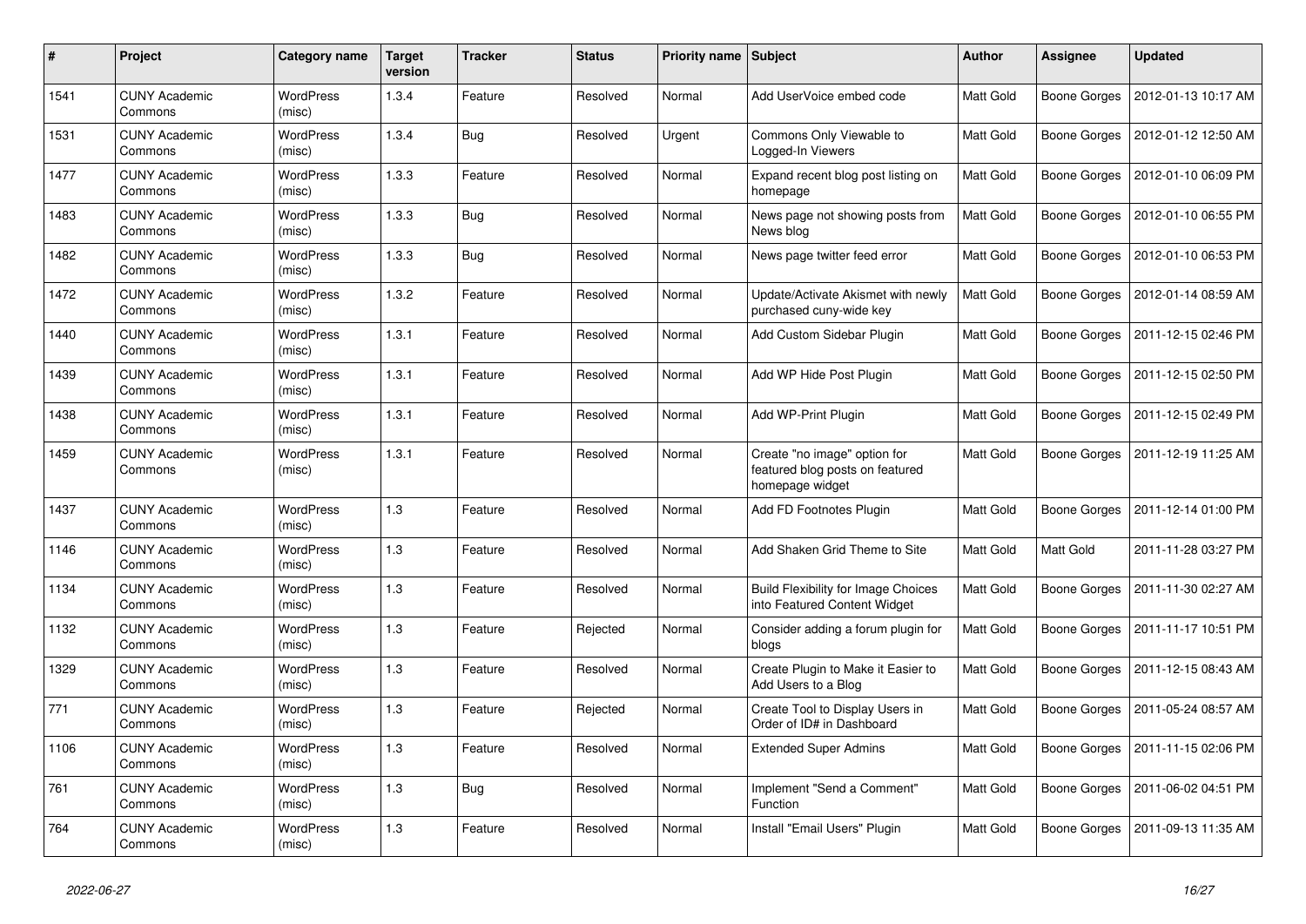| # | Project | Category name | Target version | Tracker | Status | Priority name | Subject | Author | Assignee | Updated |
|---|---|---|---|---|---|---|---|---|---|---|
| 1541 | CUNY Academic Commons | WordPress (misc) | 1.3.4 | Feature | Resolved | Normal | Add UserVoice embed code | Matt Gold | Boone Gorges | 2012-01-13 10:17 AM |
| 1531 | CUNY Academic Commons | WordPress (misc) | 1.3.4 | Bug | Resolved | Urgent | Commons Only Viewable to Logged-In Viewers | Matt Gold | Boone Gorges | 2012-01-12 12:50 AM |
| 1477 | CUNY Academic Commons | WordPress (misc) | 1.3.3 | Feature | Resolved | Normal | Expand recent blog post listing on homepage | Matt Gold | Boone Gorges | 2012-01-10 06:09 PM |
| 1483 | CUNY Academic Commons | WordPress (misc) | 1.3.3 | Bug | Resolved | Normal | News page not showing posts from News blog | Matt Gold | Boone Gorges | 2012-01-10 06:55 PM |
| 1482 | CUNY Academic Commons | WordPress (misc) | 1.3.3 | Bug | Resolved | Normal | News page twitter feed error | Matt Gold | Boone Gorges | 2012-01-10 06:53 PM |
| 1472 | CUNY Academic Commons | WordPress (misc) | 1.3.2 | Feature | Resolved | Normal | Update/Activate Akismet with newly purchased cuny-wide key | Matt Gold | Boone Gorges | 2012-01-14 08:59 AM |
| 1440 | CUNY Academic Commons | WordPress (misc) | 1.3.1 | Feature | Resolved | Normal | Add Custom Sidebar Plugin | Matt Gold | Boone Gorges | 2011-12-15 02:46 PM |
| 1439 | CUNY Academic Commons | WordPress (misc) | 1.3.1 | Feature | Resolved | Normal | Add WP Hide Post Plugin | Matt Gold | Boone Gorges | 2011-12-15 02:50 PM |
| 1438 | CUNY Academic Commons | WordPress (misc) | 1.3.1 | Feature | Resolved | Normal | Add WP-Print Plugin | Matt Gold | Boone Gorges | 2011-12-15 02:49 PM |
| 1459 | CUNY Academic Commons | WordPress (misc) | 1.3.1 | Feature | Resolved | Normal | Create "no image" option for featured blog posts on featured homepage widget | Matt Gold | Boone Gorges | 2011-12-19 11:25 AM |
| 1437 | CUNY Academic Commons | WordPress (misc) | 1.3 | Feature | Resolved | Normal | Add FD Footnotes Plugin | Matt Gold | Boone Gorges | 2011-12-14 01:00 PM |
| 1146 | CUNY Academic Commons | WordPress (misc) | 1.3 | Feature | Resolved | Normal | Add Shaken Grid Theme to Site | Matt Gold | Matt Gold | 2011-11-28 03:27 PM |
| 1134 | CUNY Academic Commons | WordPress (misc) | 1.3 | Feature | Resolved | Normal | Build Flexibility for Image Choices into Featured Content Widget | Matt Gold | Boone Gorges | 2011-11-30 02:27 AM |
| 1132 | CUNY Academic Commons | WordPress (misc) | 1.3 | Feature | Rejected | Normal | Consider adding a forum plugin for blogs | Matt Gold | Boone Gorges | 2011-11-17 10:51 PM |
| 1329 | CUNY Academic Commons | WordPress (misc) | 1.3 | Feature | Resolved | Normal | Create Plugin to Make it Easier to Add Users to a Blog | Matt Gold | Boone Gorges | 2011-12-15 08:43 AM |
| 771 | CUNY Academic Commons | WordPress (misc) | 1.3 | Feature | Rejected | Normal | Create Tool to Display Users in Order of ID# in Dashboard | Matt Gold | Boone Gorges | 2011-05-24 08:57 AM |
| 1106 | CUNY Academic Commons | WordPress (misc) | 1.3 | Feature | Resolved | Normal | Extended Super Admins | Matt Gold | Boone Gorges | 2011-11-15 02:06 PM |
| 761 | CUNY Academic Commons | WordPress (misc) | 1.3 | Bug | Resolved | Normal | Implement "Send a Comment" Function | Matt Gold | Boone Gorges | 2011-06-02 04:51 PM |
| 764 | CUNY Academic Commons | WordPress (misc) | 1.3 | Feature | Resolved | Normal | Install "Email Users" Plugin | Matt Gold | Boone Gorges | 2011-09-13 11:35 AM |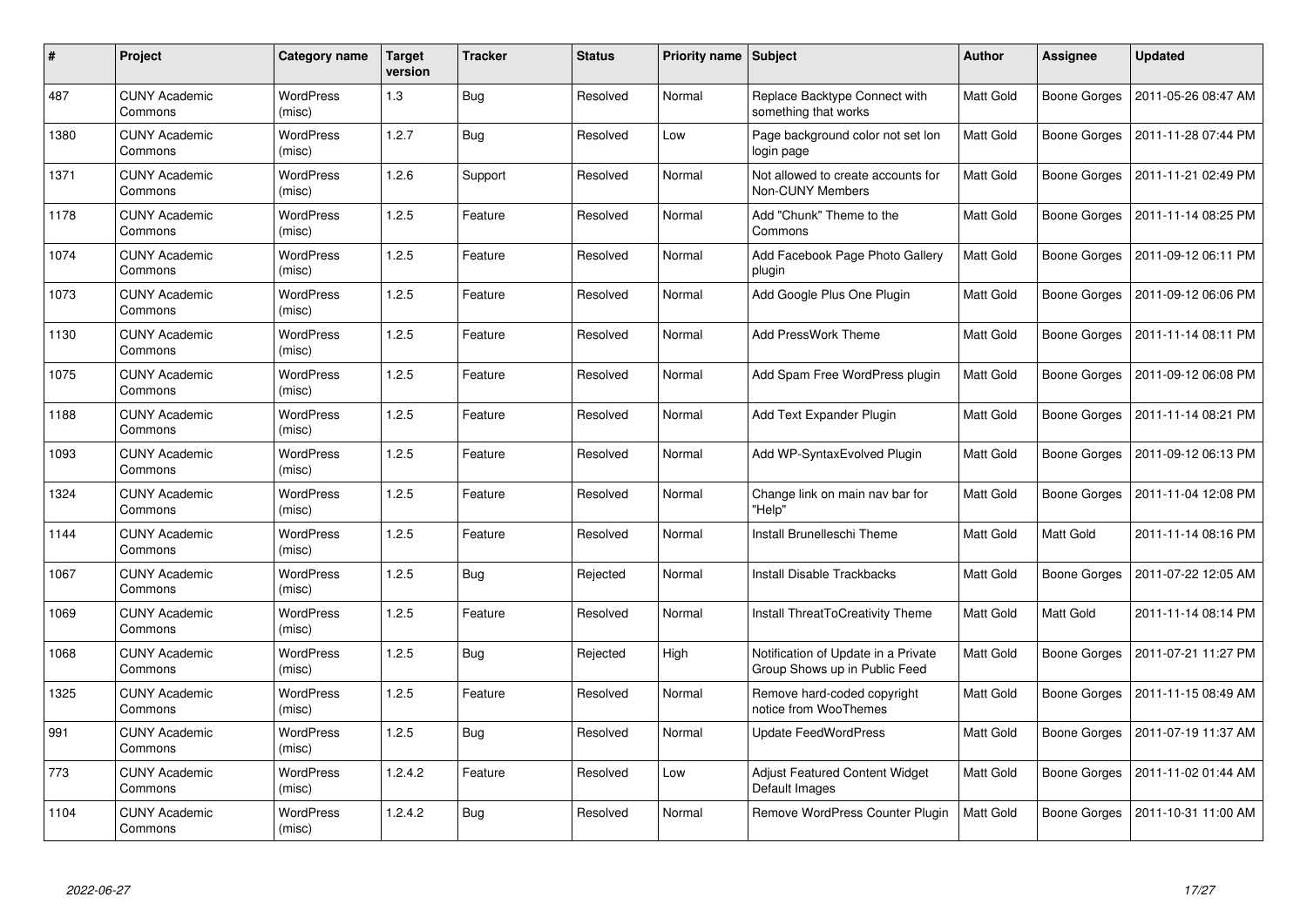| # | Project | Category name | Target version | Tracker | Status | Priority name | Subject | Author | Assignee | Updated |
|---|---|---|---|---|---|---|---|---|---|---|
| 487 | CUNY Academic Commons | WordPress (misc) | 1.3 | Bug | Resolved | Normal | Replace Backtype Connect with something that works | Matt Gold | Boone Gorges | 2011-05-26 08:47 AM |
| 1380 | CUNY Academic Commons | WordPress (misc) | 1.2.7 | Bug | Resolved | Low | Page background color not set lon login page | Matt Gold | Boone Gorges | 2011-11-28 07:44 PM |
| 1371 | CUNY Academic Commons | WordPress (misc) | 1.2.6 | Support | Resolved | Normal | Not allowed to create accounts for Non-CUNY Members | Matt Gold | Boone Gorges | 2011-11-21 02:49 PM |
| 1178 | CUNY Academic Commons | WordPress (misc) | 1.2.5 | Feature | Resolved | Normal | Add "Chunk" Theme to the Commons | Matt Gold | Boone Gorges | 2011-11-14 08:25 PM |
| 1074 | CUNY Academic Commons | WordPress (misc) | 1.2.5 | Feature | Resolved | Normal | Add Facebook Page Photo Gallery plugin | Matt Gold | Boone Gorges | 2011-09-12 06:11 PM |
| 1073 | CUNY Academic Commons | WordPress (misc) | 1.2.5 | Feature | Resolved | Normal | Add Google Plus One Plugin | Matt Gold | Boone Gorges | 2011-09-12 06:06 PM |
| 1130 | CUNY Academic Commons | WordPress (misc) | 1.2.5 | Feature | Resolved | Normal | Add PressWork Theme | Matt Gold | Boone Gorges | 2011-11-14 08:11 PM |
| 1075 | CUNY Academic Commons | WordPress (misc) | 1.2.5 | Feature | Resolved | Normal | Add Spam Free WordPress plugin | Matt Gold | Boone Gorges | 2011-09-12 06:08 PM |
| 1188 | CUNY Academic Commons | WordPress (misc) | 1.2.5 | Feature | Resolved | Normal | Add Text Expander Plugin | Matt Gold | Boone Gorges | 2011-11-14 08:21 PM |
| 1093 | CUNY Academic Commons | WordPress (misc) | 1.2.5 | Feature | Resolved | Normal | Add WP-SyntaxEvolved Plugin | Matt Gold | Boone Gorges | 2011-09-12 06:13 PM |
| 1324 | CUNY Academic Commons | WordPress (misc) | 1.2.5 | Feature | Resolved | Normal | Change link on main nav bar for "Help" | Matt Gold | Boone Gorges | 2011-11-04 12:08 PM |
| 1144 | CUNY Academic Commons | WordPress (misc) | 1.2.5 | Feature | Resolved | Normal | Install Brunelleschi Theme | Matt Gold | Matt Gold | 2011-11-14 08:16 PM |
| 1067 | CUNY Academic Commons | WordPress (misc) | 1.2.5 | Bug | Rejected | Normal | Install Disable Trackbacks | Matt Gold | Boone Gorges | 2011-07-22 12:05 AM |
| 1069 | CUNY Academic Commons | WordPress (misc) | 1.2.5 | Feature | Resolved | Normal | Install ThreatToCreativity Theme | Matt Gold | Matt Gold | 2011-11-14 08:14 PM |
| 1068 | CUNY Academic Commons | WordPress (misc) | 1.2.5 | Bug | Rejected | High | Notification of Update in a Private Group Shows up in Public Feed | Matt Gold | Boone Gorges | 2011-07-21 11:27 PM |
| 1325 | CUNY Academic Commons | WordPress (misc) | 1.2.5 | Feature | Resolved | Normal | Remove hard-coded copyright notice from WooThemes | Matt Gold | Boone Gorges | 2011-11-15 08:49 AM |
| 991 | CUNY Academic Commons | WordPress (misc) | 1.2.5 | Bug | Resolved | Normal | Update FeedWordPress | Matt Gold | Boone Gorges | 2011-07-19 11:37 AM |
| 773 | CUNY Academic Commons | WordPress (misc) | 1.2.4.2 | Feature | Resolved | Low | Adjust Featured Content Widget Default Images | Matt Gold | Boone Gorges | 2011-11-02 01:44 AM |
| 1104 | CUNY Academic Commons | WordPress (misc) | 1.2.4.2 | Bug | Resolved | Normal | Remove WordPress Counter Plugin | Matt Gold | Boone Gorges | 2011-10-31 11:00 AM |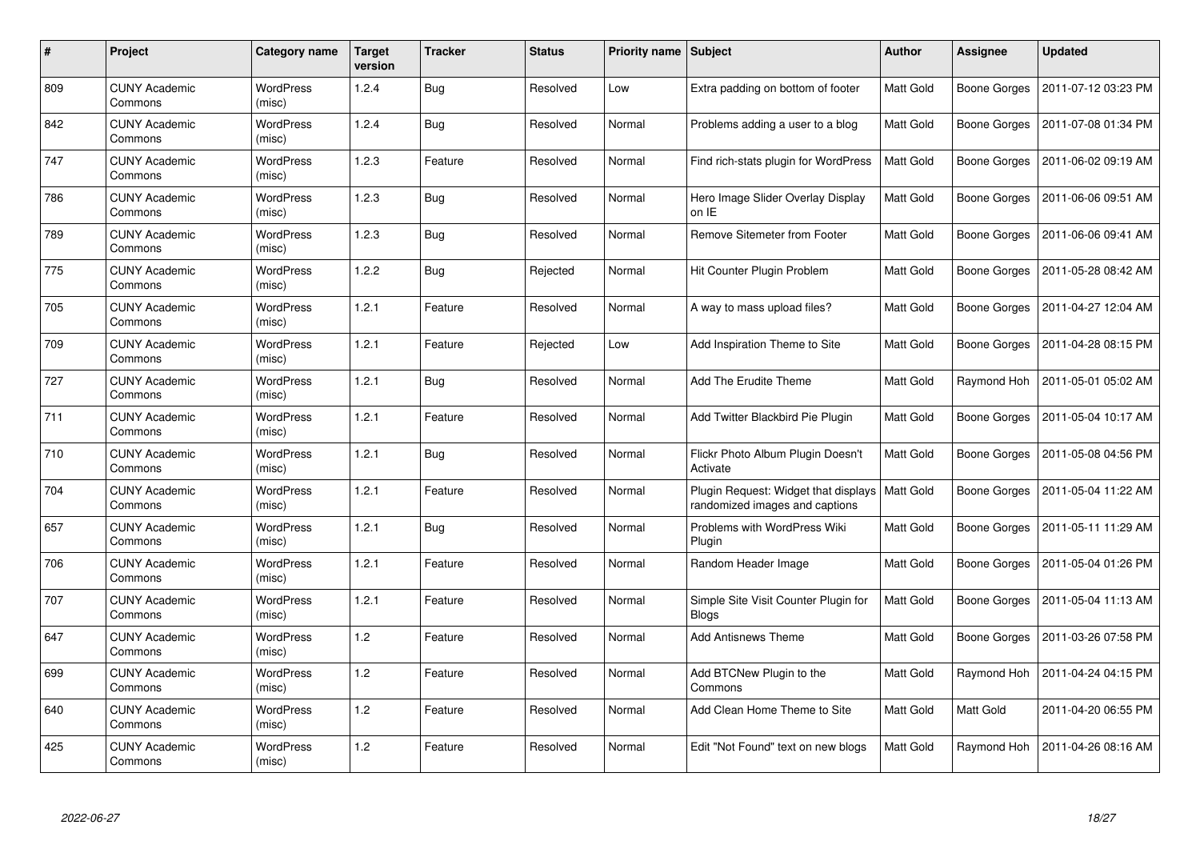| # | Project | Category name | Target version | Tracker | Status | Priority name | Subject | Author | Assignee | Updated |
|---|---|---|---|---|---|---|---|---|---|---|
| 809 | CUNY Academic Commons | WordPress (misc) | 1.2.4 | Bug | Resolved | Low | Extra padding on bottom of footer | Matt Gold | Boone Gorges | 2011-07-12 03:23 PM |
| 842 | CUNY Academic Commons | WordPress (misc) | 1.2.4 | Bug | Resolved | Normal | Problems adding a user to a blog | Matt Gold | Boone Gorges | 2011-07-08 01:34 PM |
| 747 | CUNY Academic Commons | WordPress (misc) | 1.2.3 | Feature | Resolved | Normal | Find rich-stats plugin for WordPress | Matt Gold | Boone Gorges | 2011-06-02 09:19 AM |
| 786 | CUNY Academic Commons | WordPress (misc) | 1.2.3 | Bug | Resolved | Normal | Hero Image Slider Overlay Display on IE | Matt Gold | Boone Gorges | 2011-06-06 09:51 AM |
| 789 | CUNY Academic Commons | WordPress (misc) | 1.2.3 | Bug | Resolved | Normal | Remove Sitemeter from Footer | Matt Gold | Boone Gorges | 2011-06-06 09:41 AM |
| 775 | CUNY Academic Commons | WordPress (misc) | 1.2.2 | Bug | Rejected | Normal | Hit Counter Plugin Problem | Matt Gold | Boone Gorges | 2011-05-28 08:42 AM |
| 705 | CUNY Academic Commons | WordPress (misc) | 1.2.1 | Feature | Resolved | Normal | A way to mass upload files? | Matt Gold | Boone Gorges | 2011-04-27 12:04 AM |
| 709 | CUNY Academic Commons | WordPress (misc) | 1.2.1 | Feature | Rejected | Low | Add Inspiration Theme to Site | Matt Gold | Boone Gorges | 2011-04-28 08:15 PM |
| 727 | CUNY Academic Commons | WordPress (misc) | 1.2.1 | Bug | Resolved | Normal | Add The Erudite Theme | Matt Gold | Raymond Hoh | 2011-05-01 05:02 AM |
| 711 | CUNY Academic Commons | WordPress (misc) | 1.2.1 | Feature | Resolved | Normal | Add Twitter Blackbird Pie Plugin | Matt Gold | Boone Gorges | 2011-05-04 10:17 AM |
| 710 | CUNY Academic Commons | WordPress (misc) | 1.2.1 | Bug | Resolved | Normal | Flickr Photo Album Plugin Doesn't Activate | Matt Gold | Boone Gorges | 2011-05-08 04:56 PM |
| 704 | CUNY Academic Commons | WordPress (misc) | 1.2.1 | Feature | Resolved | Normal | Plugin Request: Widget that displays randomized images and captions | Matt Gold | Boone Gorges | 2011-05-04 11:22 AM |
| 657 | CUNY Academic Commons | WordPress (misc) | 1.2.1 | Bug | Resolved | Normal | Problems with WordPress Wiki Plugin | Matt Gold | Boone Gorges | 2011-05-11 11:29 AM |
| 706 | CUNY Academic Commons | WordPress (misc) | 1.2.1 | Feature | Resolved | Normal | Random Header Image | Matt Gold | Boone Gorges | 2011-05-04 01:26 PM |
| 707 | CUNY Academic Commons | WordPress (misc) | 1.2.1 | Feature | Resolved | Normal | Simple Site Visit Counter Plugin for Blogs | Matt Gold | Boone Gorges | 2011-05-04 11:13 AM |
| 647 | CUNY Academic Commons | WordPress (misc) | 1.2 | Feature | Resolved | Normal | Add Antisnews Theme | Matt Gold | Boone Gorges | 2011-03-26 07:58 PM |
| 699 | CUNY Academic Commons | WordPress (misc) | 1.2 | Feature | Resolved | Normal | Add BTCNew Plugin to the Commons | Matt Gold | Raymond Hoh | 2011-04-24 04:15 PM |
| 640 | CUNY Academic Commons | WordPress (misc) | 1.2 | Feature | Resolved | Normal | Add Clean Home Theme to Site | Matt Gold | Matt Gold | 2011-04-20 06:55 PM |
| 425 | CUNY Academic Commons | WordPress (misc) | 1.2 | Feature | Resolved | Normal | Edit "Not Found" text on new blogs | Matt Gold | Raymond Hoh | 2011-04-26 08:16 AM |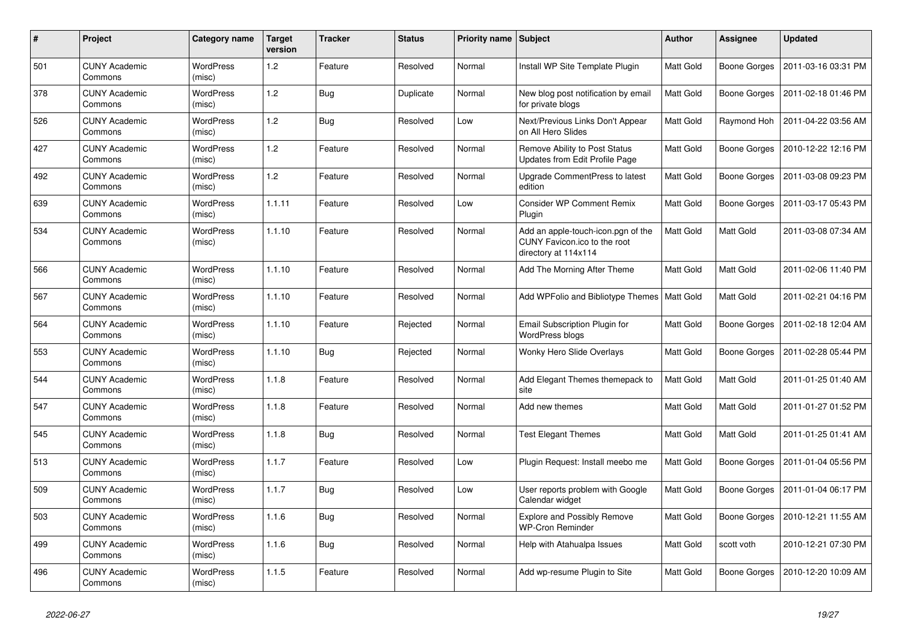| # | Project | Category name | Target version | Tracker | Status | Priority name | Subject | Author | Assignee | Updated |
|---|---|---|---|---|---|---|---|---|---|---|
| 501 | CUNY Academic Commons | WordPress (misc) | 1.2 | Feature | Resolved | Normal | Install WP Site Template Plugin | Matt Gold | Boone Gorges | 2011-03-16 03:31 PM |
| 378 | CUNY Academic Commons | WordPress (misc) | 1.2 | Bug | Duplicate | Normal | New blog post notification by email for private blogs | Matt Gold | Boone Gorges | 2011-02-18 01:46 PM |
| 526 | CUNY Academic Commons | WordPress (misc) | 1.2 | Bug | Resolved | Low | Next/Previous Links Don't Appear on All Hero Slides | Matt Gold | Raymond Hoh | 2011-04-22 03:56 AM |
| 427 | CUNY Academic Commons | WordPress (misc) | 1.2 | Feature | Resolved | Normal | Remove Ability to Post Status Updates from Edit Profile Page | Matt Gold | Boone Gorges | 2010-12-22 12:16 PM |
| 492 | CUNY Academic Commons | WordPress (misc) | 1.2 | Feature | Resolved | Normal | Upgrade CommentPress to latest edition | Matt Gold | Boone Gorges | 2011-03-08 09:23 PM |
| 639 | CUNY Academic Commons | WordPress (misc) | 1.1.11 | Feature | Resolved | Low | Consider WP Comment Remix Plugin | Matt Gold | Boone Gorges | 2011-03-17 05:43 PM |
| 534 | CUNY Academic Commons | WordPress (misc) | 1.1.10 | Feature | Resolved | Normal | Add an apple-touch-icon.pgn of the CUNY Favicon.ico to the root directory at 114x114 | Matt Gold | Matt Gold | 2011-03-08 07:34 AM |
| 566 | CUNY Academic Commons | WordPress (misc) | 1.1.10 | Feature | Resolved | Normal | Add The Morning After Theme | Matt Gold | Matt Gold | 2011-02-06 11:40 PM |
| 567 | CUNY Academic Commons | WordPress (misc) | 1.1.10 | Feature | Resolved | Normal | Add WPFolio and Bibliotype Themes | Matt Gold | Matt Gold | 2011-02-21 04:16 PM |
| 564 | CUNY Academic Commons | WordPress (misc) | 1.1.10 | Feature | Rejected | Normal | Email Subscription Plugin for WordPress blogs | Matt Gold | Boone Gorges | 2011-02-18 12:04 AM |
| 553 | CUNY Academic Commons | WordPress (misc) | 1.1.10 | Bug | Rejected | Normal | Wonky Hero Slide Overlays | Matt Gold | Boone Gorges | 2011-02-28 05:44 PM |
| 544 | CUNY Academic Commons | WordPress (misc) | 1.1.8 | Feature | Resolved | Normal | Add Elegant Themes themepack to site | Matt Gold | Matt Gold | 2011-01-25 01:40 AM |
| 547 | CUNY Academic Commons | WordPress (misc) | 1.1.8 | Feature | Resolved | Normal | Add new themes | Matt Gold | Matt Gold | 2011-01-27 01:52 PM |
| 545 | CUNY Academic Commons | WordPress (misc) | 1.1.8 | Bug | Resolved | Normal | Test Elegant Themes | Matt Gold | Matt Gold | 2011-01-25 01:41 AM |
| 513 | CUNY Academic Commons | WordPress (misc) | 1.1.7 | Feature | Resolved | Low | Plugin Request: Install meebo me | Matt Gold | Boone Gorges | 2011-01-04 05:56 PM |
| 509 | CUNY Academic Commons | WordPress (misc) | 1.1.7 | Bug | Resolved | Low | User reports problem with Google Calendar widget | Matt Gold | Boone Gorges | 2011-01-04 06:17 PM |
| 503 | CUNY Academic Commons | WordPress (misc) | 1.1.6 | Bug | Resolved | Normal | Explore and Possibly Remove WP-Cron Reminder | Matt Gold | Boone Gorges | 2010-12-21 11:55 AM |
| 499 | CUNY Academic Commons | WordPress (misc) | 1.1.6 | Bug | Resolved | Normal | Help with Atahualpa Issues | Matt Gold | scott voth | 2010-12-21 07:30 PM |
| 496 | CUNY Academic Commons | WordPress (misc) | 1.1.5 | Feature | Resolved | Normal | Add wp-resume Plugin to Site | Matt Gold | Boone Gorges | 2010-12-20 10:09 AM |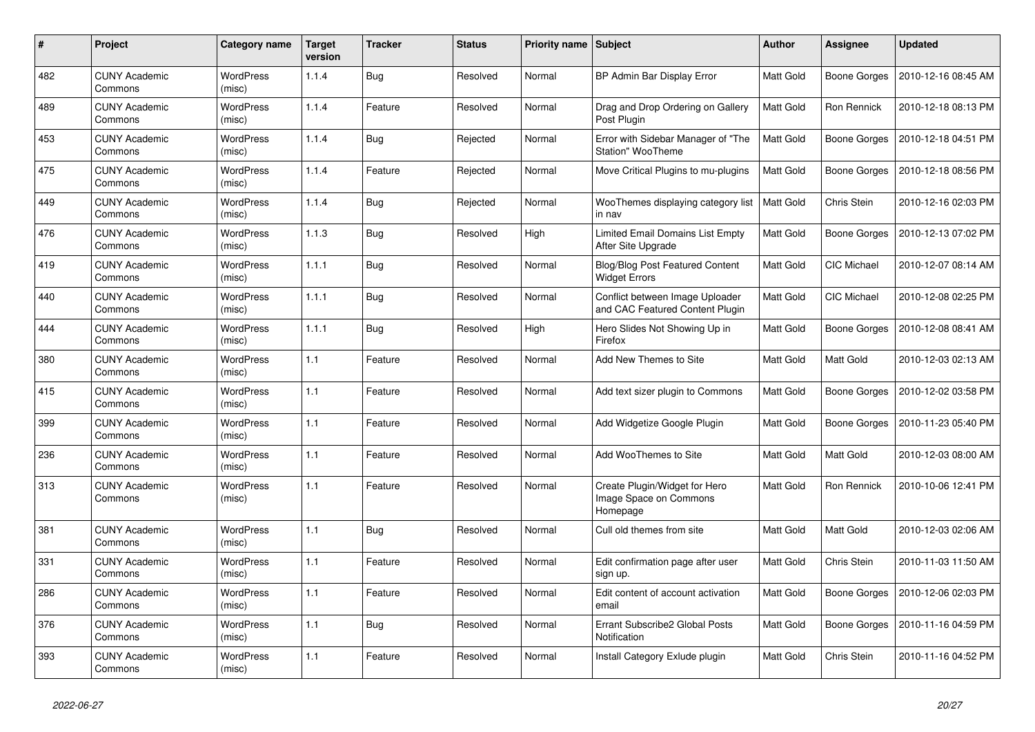| # | Project | Category name | Target version | Tracker | Status | Priority name | Subject | Author | Assignee | Updated |
|---|---|---|---|---|---|---|---|---|---|---|
| 482 | CUNY Academic Commons | WordPress (misc) | 1.1.4 | Bug | Resolved | Normal | BP Admin Bar Display Error | Matt Gold | Boone Gorges | 2010-12-16 08:45 AM |
| 489 | CUNY Academic Commons | WordPress (misc) | 1.1.4 | Feature | Resolved | Normal | Drag and Drop Ordering on Gallery Post Plugin | Matt Gold | Ron Rennick | 2010-12-18 08:13 PM |
| 453 | CUNY Academic Commons | WordPress (misc) | 1.1.4 | Bug | Rejected | Normal | Error with Sidebar Manager of "The Station" WooTheme | Matt Gold | Boone Gorges | 2010-12-18 04:51 PM |
| 475 | CUNY Academic Commons | WordPress (misc) | 1.1.4 | Feature | Rejected | Normal | Move Critical Plugins to mu-plugins | Matt Gold | Boone Gorges | 2010-12-18 08:56 PM |
| 449 | CUNY Academic Commons | WordPress (misc) | 1.1.4 | Bug | Rejected | Normal | WooThemes displaying category list in nav | Matt Gold | Chris Stein | 2010-12-16 02:03 PM |
| 476 | CUNY Academic Commons | WordPress (misc) | 1.1.3 | Bug | Resolved | High | Limited Email Domains List Empty After Site Upgrade | Matt Gold | Boone Gorges | 2010-12-13 07:02 PM |
| 419 | CUNY Academic Commons | WordPress (misc) | 1.1.1 | Bug | Resolved | Normal | Blog/Blog Post Featured Content Widget Errors | Matt Gold | CIC Michael | 2010-12-07 08:14 AM |
| 440 | CUNY Academic Commons | WordPress (misc) | 1.1.1 | Bug | Resolved | Normal | Conflict between Image Uploader and CAC Featured Content Plugin | Matt Gold | CIC Michael | 2010-12-08 02:25 PM |
| 444 | CUNY Academic Commons | WordPress (misc) | 1.1.1 | Bug | Resolved | High | Hero Slides Not Showing Up in Firefox | Matt Gold | Boone Gorges | 2010-12-08 08:41 AM |
| 380 | CUNY Academic Commons | WordPress (misc) | 1.1 | Feature | Resolved | Normal | Add New Themes to Site | Matt Gold | Matt Gold | 2010-12-03 02:13 AM |
| 415 | CUNY Academic Commons | WordPress (misc) | 1.1 | Feature | Resolved | Normal | Add text sizer plugin to Commons | Matt Gold | Boone Gorges | 2010-12-02 03:58 PM |
| 399 | CUNY Academic Commons | WordPress (misc) | 1.1 | Feature | Resolved | Normal | Add Widgetize Google Plugin | Matt Gold | Boone Gorges | 2010-11-23 05:40 PM |
| 236 | CUNY Academic Commons | WordPress (misc) | 1.1 | Feature | Resolved | Normal | Add WooThemes to Site | Matt Gold | Matt Gold | 2010-12-03 08:00 AM |
| 313 | CUNY Academic Commons | WordPress (misc) | 1.1 | Feature | Resolved | Normal | Create Plugin/Widget for Hero Image Space on Commons Homepage | Matt Gold | Ron Rennick | 2010-10-06 12:41 PM |
| 381 | CUNY Academic Commons | WordPress (misc) | 1.1 | Bug | Resolved | Normal | Cull old themes from site | Matt Gold | Matt Gold | 2010-12-03 02:06 AM |
| 331 | CUNY Academic Commons | WordPress (misc) | 1.1 | Feature | Resolved | Normal | Edit confirmation page after user sign up. | Matt Gold | Chris Stein | 2010-11-03 11:50 AM |
| 286 | CUNY Academic Commons | WordPress (misc) | 1.1 | Feature | Resolved | Normal | Edit content of account activation email | Matt Gold | Boone Gorges | 2010-12-06 02:03 PM |
| 376 | CUNY Academic Commons | WordPress (misc) | 1.1 | Bug | Resolved | Normal | Errant Subscribe2 Global Posts Notification | Matt Gold | Boone Gorges | 2010-11-16 04:59 PM |
| 393 | CUNY Academic Commons | WordPress (misc) | 1.1 | Feature | Resolved | Normal | Install Category Exlude plugin | Matt Gold | Chris Stein | 2010-11-16 04:52 PM |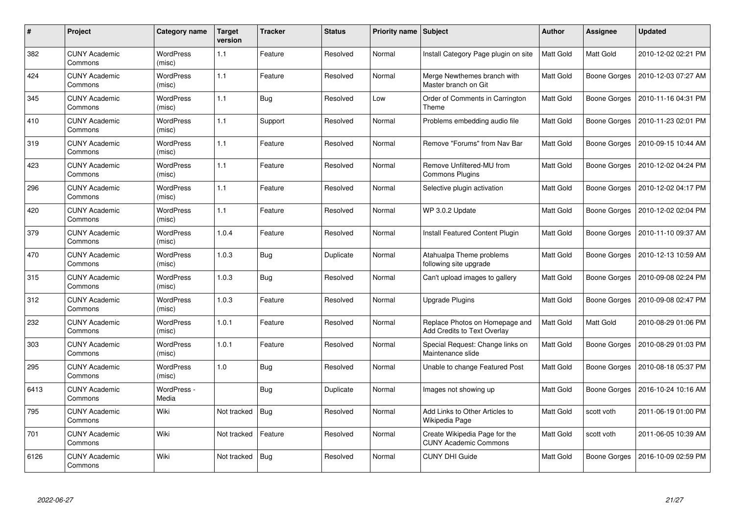| # | Project | Category name | Target version | Tracker | Status | Priority name | Subject | Author | Assignee | Updated |
|---|---|---|---|---|---|---|---|---|---|---|
| 382 | CUNY Academic Commons | WordPress (misc) | 1.1 | Feature | Resolved | Normal | Install Category Page plugin on site | Matt Gold | Matt Gold | 2010-12-02 02:21 PM |
| 424 | CUNY Academic Commons | WordPress (misc) | 1.1 | Feature | Resolved | Normal | Merge Newthemes branch with Master branch on Git | Matt Gold | Boone Gorges | 2010-12-03 07:27 AM |
| 345 | CUNY Academic Commons | WordPress (misc) | 1.1 | Bug | Resolved | Low | Order of Comments in Carrington Theme | Matt Gold | Boone Gorges | 2010-11-16 04:31 PM |
| 410 | CUNY Academic Commons | WordPress (misc) | 1.1 | Support | Resolved | Normal | Problems embedding audio file | Matt Gold | Boone Gorges | 2010-11-23 02:01 PM |
| 319 | CUNY Academic Commons | WordPress (misc) | 1.1 | Feature | Resolved | Normal | Remove "Forums" from Nav Bar | Matt Gold | Boone Gorges | 2010-09-15 10:44 AM |
| 423 | CUNY Academic Commons | WordPress (misc) | 1.1 | Feature | Resolved | Normal | Remove Unfiltered-MU from Commons Plugins | Matt Gold | Boone Gorges | 2010-12-02 04:24 PM |
| 296 | CUNY Academic Commons | WordPress (misc) | 1.1 | Feature | Resolved | Normal | Selective plugin activation | Matt Gold | Boone Gorges | 2010-12-02 04:17 PM |
| 420 | CUNY Academic Commons | WordPress (misc) | 1.1 | Feature | Resolved | Normal | WP 3.0.2 Update | Matt Gold | Boone Gorges | 2010-12-02 02:04 PM |
| 379 | CUNY Academic Commons | WordPress (misc) | 1.0.4 | Feature | Resolved | Normal | Install Featured Content Plugin | Matt Gold | Boone Gorges | 2010-11-10 09:37 AM |
| 470 | CUNY Academic Commons | WordPress (misc) | 1.0.3 | Bug | Duplicate | Normal | Atahualpa Theme problems following site upgrade | Matt Gold | Boone Gorges | 2010-12-13 10:59 AM |
| 315 | CUNY Academic Commons | WordPress (misc) | 1.0.3 | Bug | Resolved | Normal | Can't upload images to gallery | Matt Gold | Boone Gorges | 2010-09-08 02:24 PM |
| 312 | CUNY Academic Commons | WordPress (misc) | 1.0.3 | Feature | Resolved | Normal | Upgrade Plugins | Matt Gold | Boone Gorges | 2010-09-08 02:47 PM |
| 232 | CUNY Academic Commons | WordPress (misc) | 1.0.1 | Feature | Resolved | Normal | Replace Photos on Homepage and Add Credits to Text Overlay | Matt Gold | Matt Gold | 2010-08-29 01:06 PM |
| 303 | CUNY Academic Commons | WordPress (misc) | 1.0.1 | Feature | Resolved | Normal | Special Request: Change links on Maintenance slide | Matt Gold | Boone Gorges | 2010-08-29 01:03 PM |
| 295 | CUNY Academic Commons | WordPress (misc) | 1.0 | Bug | Resolved | Normal | Unable to change Featured Post | Matt Gold | Boone Gorges | 2010-08-18 05:37 PM |
| 6413 | CUNY Academic Commons | WordPress - Media | | Bug | Duplicate | Normal | Images not showing up | Matt Gold | Boone Gorges | 2016-10-24 10:16 AM |
| 795 | CUNY Academic Commons | Wiki | Not tracked | Bug | Resolved | Normal | Add Links to Other Articles to Wikipedia Page | Matt Gold | scott voth | 2011-06-19 01:00 PM |
| 701 | CUNY Academic Commons | Wiki | Not tracked | Feature | Resolved | Normal | Create Wikipedia Page for the CUNY Academic Commons | Matt Gold | scott voth | 2011-06-05 10:39 AM |
| 6126 | CUNY Academic Commons | Wiki | Not tracked | Bug | Resolved | Normal | CUNY DHI Guide | Matt Gold | Boone Gorges | 2016-10-09 02:59 PM |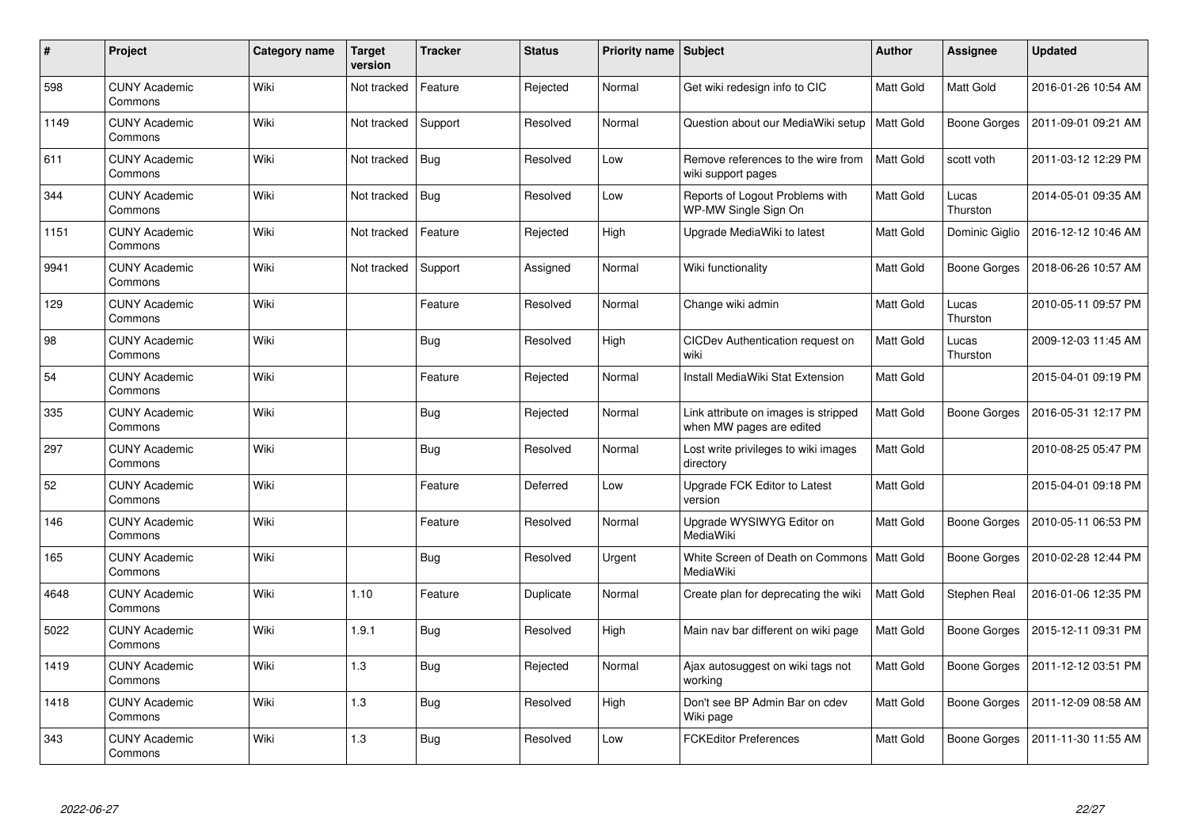| # | Project | Category name | Target version | Tracker | Status | Priority name | Subject | Author | Assignee | Updated |
|---|---|---|---|---|---|---|---|---|---|---|
| 598 | CUNY Academic Commons | Wiki | Not tracked | Feature | Rejected | Normal | Get wiki redesign info to CIC | Matt Gold | Matt Gold | 2016-01-26 10:54 AM |
| 1149 | CUNY Academic Commons | Wiki | Not tracked | Support | Resolved | Normal | Question about our MediaWiki setup | Matt Gold | Boone Gorges | 2011-09-01 09:21 AM |
| 611 | CUNY Academic Commons | Wiki | Not tracked | Bug | Resolved | Low | Remove references to the wire from wiki support pages | Matt Gold | scott voth | 2011-03-12 12:29 PM |
| 344 | CUNY Academic Commons | Wiki | Not tracked | Bug | Resolved | Low | Reports of Logout Problems with WP-MW Single Sign On | Matt Gold | Lucas Thurston | 2014-05-01 09:35 AM |
| 1151 | CUNY Academic Commons | Wiki | Not tracked | Feature | Rejected | High | Upgrade MediaWiki to latest | Matt Gold | Dominic Giglio | 2016-12-12 10:46 AM |
| 9941 | CUNY Academic Commons | Wiki | Not tracked | Support | Assigned | Normal | Wiki functionality | Matt Gold | Boone Gorges | 2018-06-26 10:57 AM |
| 129 | CUNY Academic Commons | Wiki | | Feature | Resolved | Normal | Change wiki admin | Matt Gold | Lucas Thurston | 2010-05-11 09:57 PM |
| 98 | CUNY Academic Commons | Wiki | | Bug | Resolved | High | CICDev Authentication request on wiki | Matt Gold | Lucas Thurston | 2009-12-03 11:45 AM |
| 54 | CUNY Academic Commons | Wiki | | Feature | Rejected | Normal | Install MediaWiki Stat Extension | Matt Gold | | 2015-04-01 09:19 PM |
| 335 | CUNY Academic Commons | Wiki | | Bug | Rejected | Normal | Link attribute on images is stripped when MW pages are edited | Matt Gold | Boone Gorges | 2016-05-31 12:17 PM |
| 297 | CUNY Academic Commons | Wiki | | Bug | Resolved | Normal | Lost write privileges to wiki images directory | Matt Gold | | 2010-08-25 05:47 PM |
| 52 | CUNY Academic Commons | Wiki | | Feature | Deferred | Low | Upgrade FCK Editor to Latest version | Matt Gold | | 2015-04-01 09:18 PM |
| 146 | CUNY Academic Commons | Wiki | | Feature | Resolved | Normal | Upgrade WYSIWYG Editor on MediaWiki | Matt Gold | Boone Gorges | 2010-05-11 06:53 PM |
| 165 | CUNY Academic Commons | Wiki | | Bug | Resolved | Urgent | White Screen of Death on Commons MediaWiki | Matt Gold | Boone Gorges | 2010-02-28 12:44 PM |
| 4648 | CUNY Academic Commons | Wiki | 1.10 | Feature | Duplicate | Normal | Create plan for deprecating the wiki | Matt Gold | Stephen Real | 2016-01-06 12:35 PM |
| 5022 | CUNY Academic Commons | Wiki | 1.9.1 | Bug | Resolved | High | Main nav bar different on wiki page | Matt Gold | Boone Gorges | 2015-12-11 09:31 PM |
| 1419 | CUNY Academic Commons | Wiki | 1.3 | Bug | Rejected | Normal | Ajax autosuggest on wiki tags not working | Matt Gold | Boone Gorges | 2011-12-12 03:51 PM |
| 1418 | CUNY Academic Commons | Wiki | 1.3 | Bug | Resolved | High | Don't see BP Admin Bar on cdev Wiki page | Matt Gold | Boone Gorges | 2011-12-09 08:58 AM |
| 343 | CUNY Academic Commons | Wiki | 1.3 | Bug | Resolved | Low | FCKEditor Preferences | Matt Gold | Boone Gorges | 2011-11-30 11:55 AM |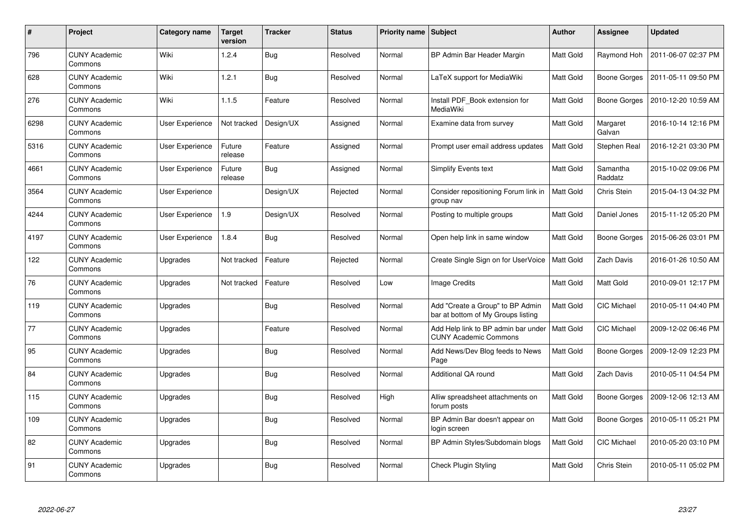| # | Project | Category name | Target version | Tracker | Status | Priority name | Subject | Author | Assignee | Updated |
|---|---|---|---|---|---|---|---|---|---|---|
| 796 | CUNY Academic Commons | Wiki | 1.2.4 | Bug | Resolved | Normal | BP Admin Bar Header Margin | Matt Gold | Raymond Hoh | 2011-06-07 02:37 PM |
| 628 | CUNY Academic Commons | Wiki | 1.2.1 | Bug | Resolved | Normal | LaTeX support for MediaWiki | Matt Gold | Boone Gorges | 2011-05-11 09:50 PM |
| 276 | CUNY Academic Commons | Wiki | 1.1.5 | Feature | Resolved | Normal | Install PDF_Book extension for MediaWiki | Matt Gold | Boone Gorges | 2010-12-20 10:59 AM |
| 6298 | CUNY Academic Commons | User Experience | Not tracked | Design/UX | Assigned | Normal | Examine data from survey | Matt Gold | Margaret Galvan | 2016-10-14 12:16 PM |
| 5316 | CUNY Academic Commons | User Experience | Future release | Feature | Assigned | Normal | Prompt user email address updates | Matt Gold | Stephen Real | 2016-12-21 03:30 PM |
| 4661 | CUNY Academic Commons | User Experience | Future release | Bug | Assigned | Normal | Simplify Events text | Matt Gold | Samantha Raddatz | 2015-10-02 09:06 PM |
| 3564 | CUNY Academic Commons | User Experience | | Design/UX | Rejected | Normal | Consider repositioning Forum link in group nav | Matt Gold | Chris Stein | 2015-04-13 04:32 PM |
| 4244 | CUNY Academic Commons | User Experience | 1.9 | Design/UX | Resolved | Normal | Posting to multiple groups | Matt Gold | Daniel Jones | 2015-11-12 05:20 PM |
| 4197 | CUNY Academic Commons | User Experience | 1.8.4 | Bug | Resolved | Normal | Open help link in same window | Matt Gold | Boone Gorges | 2015-06-26 03:01 PM |
| 122 | CUNY Academic Commons | Upgrades | Not tracked | Feature | Rejected | Normal | Create Single Sign on for UserVoice | Matt Gold | Zach Davis | 2016-01-26 10:50 AM |
| 76 | CUNY Academic Commons | Upgrades | Not tracked | Feature | Resolved | Low | Image Credits | Matt Gold | Matt Gold | 2010-09-01 12:17 PM |
| 119 | CUNY Academic Commons | Upgrades | | Bug | Resolved | Normal | Add "Create a Group" to BP Admin bar at bottom of My Groups listing | Matt Gold | CIC Michael | 2010-05-11 04:40 PM |
| 77 | CUNY Academic Commons | Upgrades | | Feature | Resolved | Normal | Add Help link to BP admin bar under CUNY Academic Commons | Matt Gold | CIC Michael | 2009-12-02 06:46 PM |
| 95 | CUNY Academic Commons | Upgrades | | Bug | Resolved | Normal | Add News/Dev Blog feeds to News Page | Matt Gold | Boone Gorges | 2009-12-09 12:23 PM |
| 84 | CUNY Academic Commons | Upgrades | | Bug | Resolved | Normal | Additional QA round | Matt Gold | Zach Davis | 2010-05-11 04:54 PM |
| 115 | CUNY Academic Commons | Upgrades | | Bug | Resolved | High | Alliw spreadsheet attachments on forum posts | Matt Gold | Boone Gorges | 2009-12-06 12:13 AM |
| 109 | CUNY Academic Commons | Upgrades | | Bug | Resolved | Normal | BP Admin Bar doesn't appear on login screen | Matt Gold | Boone Gorges | 2010-05-11 05:21 PM |
| 82 | CUNY Academic Commons | Upgrades | | Bug | Resolved | Normal | BP Admin Styles/Subdomain blogs | Matt Gold | CIC Michael | 2010-05-20 03:10 PM |
| 91 | CUNY Academic Commons | Upgrades | | Bug | Resolved | Normal | Check Plugin Styling | Matt Gold | Chris Stein | 2010-05-11 05:02 PM |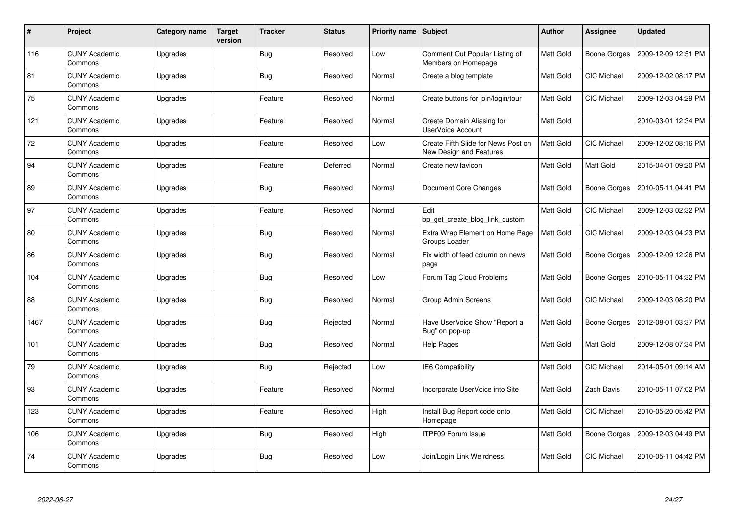| # | Project | Category name | Target version | Tracker | Status | Priority name | Subject | Author | Assignee | Updated |
|---|---|---|---|---|---|---|---|---|---|---|
| 116 | CUNY Academic Commons | Upgrades | | Bug | Resolved | Low | Comment Out Popular Listing of Members on Homepage | Matt Gold | Boone Gorges | 2009-12-09 12:51 PM |
| 81 | CUNY Academic Commons | Upgrades | | Bug | Resolved | Normal | Create a blog template | Matt Gold | CIC Michael | 2009-12-02 08:17 PM |
| 75 | CUNY Academic Commons | Upgrades | | Feature | Resolved | Normal | Create buttons for join/login/tour | Matt Gold | CIC Michael | 2009-12-03 04:29 PM |
| 121 | CUNY Academic Commons | Upgrades | | Feature | Resolved | Normal | Create Domain Aliasing for UserVoice Account | Matt Gold | | 2010-03-01 12:34 PM |
| 72 | CUNY Academic Commons | Upgrades | | Feature | Resolved | Low | Create Fifth Slide for News Post on New Design and Features | Matt Gold | CIC Michael | 2009-12-02 08:16 PM |
| 94 | CUNY Academic Commons | Upgrades | | Feature | Deferred | Normal | Create new favicon | Matt Gold | Matt Gold | 2015-04-01 09:20 PM |
| 89 | CUNY Academic Commons | Upgrades | | Bug | Resolved | Normal | Document Core Changes | Matt Gold | Boone Gorges | 2010-05-11 04:41 PM |
| 97 | CUNY Academic Commons | Upgrades | | Feature | Resolved | Normal | Edit bp_get_create_blog_link_custom | Matt Gold | CIC Michael | 2009-12-03 02:32 PM |
| 80 | CUNY Academic Commons | Upgrades | | Bug | Resolved | Normal | Extra Wrap Element on Home Page Groups Loader | Matt Gold | CIC Michael | 2009-12-03 04:23 PM |
| 86 | CUNY Academic Commons | Upgrades | | Bug | Resolved | Normal | Fix width of feed column on news page | Matt Gold | Boone Gorges | 2009-12-09 12:26 PM |
| 104 | CUNY Academic Commons | Upgrades | | Bug | Resolved | Low | Forum Tag Cloud Problems | Matt Gold | Boone Gorges | 2010-05-11 04:32 PM |
| 88 | CUNY Academic Commons | Upgrades | | Bug | Resolved | Normal | Group Admin Screens | Matt Gold | CIC Michael | 2009-12-03 08:20 PM |
| 1467 | CUNY Academic Commons | Upgrades | | Bug | Rejected | Normal | Have UserVoice Show "Report a Bug" on pop-up | Matt Gold | Boone Gorges | 2012-08-01 03:37 PM |
| 101 | CUNY Academic Commons | Upgrades | | Bug | Resolved | Normal | Help Pages | Matt Gold | Matt Gold | 2009-12-08 07:34 PM |
| 79 | CUNY Academic Commons | Upgrades | | Bug | Rejected | Low | IE6 Compatibility | Matt Gold | CIC Michael | 2014-05-01 09:14 AM |
| 93 | CUNY Academic Commons | Upgrades | | Feature | Resolved | Normal | Incorporate UserVoice into Site | Matt Gold | Zach Davis | 2010-05-11 07:02 PM |
| 123 | CUNY Academic Commons | Upgrades | | Feature | Resolved | High | Install Bug Report code onto Homepage | Matt Gold | CIC Michael | 2010-05-20 05:42 PM |
| 106 | CUNY Academic Commons | Upgrades | | Bug | Resolved | High | ITPF09 Forum Issue | Matt Gold | Boone Gorges | 2009-12-03 04:49 PM |
| 74 | CUNY Academic Commons | Upgrades | | Bug | Resolved | Low | Join/Login Link Weirdness | Matt Gold | CIC Michael | 2010-05-11 04:42 PM |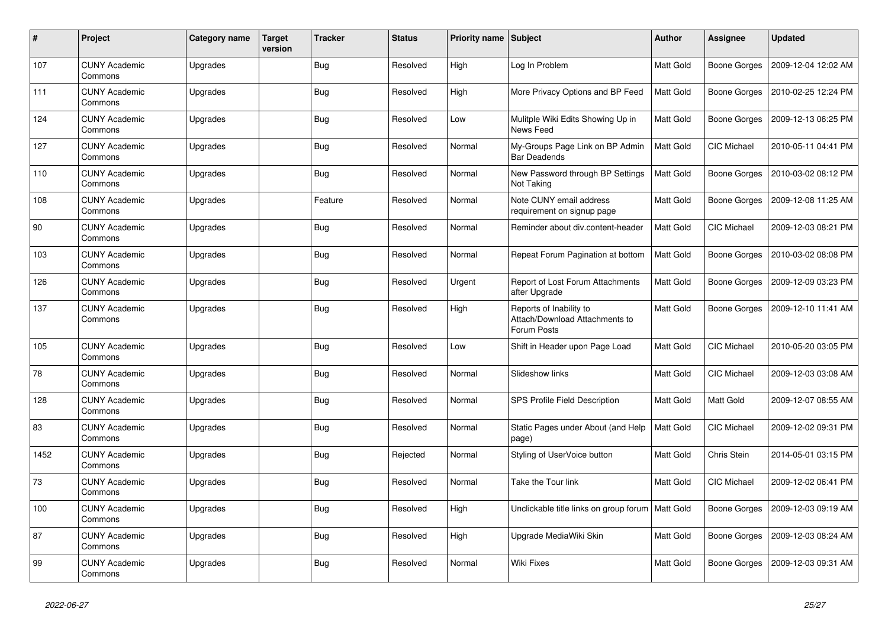| # | Project | Category name | Target version | Tracker | Status | Priority name | Subject | Author | Assignee | Updated |
|---|---|---|---|---|---|---|---|---|---|---|
| 107 | CUNY Academic Commons | Upgrades | | Bug | Resolved | High | Log In Problem | Matt Gold | Boone Gorges | 2009-12-04 12:02 AM |
| 111 | CUNY Academic Commons | Upgrades | | Bug | Resolved | High | More Privacy Options and BP Feed | Matt Gold | Boone Gorges | 2010-02-25 12:24 PM |
| 124 | CUNY Academic Commons | Upgrades | | Bug | Resolved | Low | Mulitple Wiki Edits Showing Up in News Feed | Matt Gold | Boone Gorges | 2009-12-13 06:25 PM |
| 127 | CUNY Academic Commons | Upgrades | | Bug | Resolved | Normal | My-Groups Page Link on BP Admin Bar Deadends | Matt Gold | CIC Michael | 2010-05-11 04:41 PM |
| 110 | CUNY Academic Commons | Upgrades | | Bug | Resolved | Normal | New Password through BP Settings Not Taking | Matt Gold | Boone Gorges | 2010-03-02 08:12 PM |
| 108 | CUNY Academic Commons | Upgrades | | Feature | Resolved | Normal | Note CUNY email address requirement on signup page | Matt Gold | Boone Gorges | 2009-12-08 11:25 AM |
| 90 | CUNY Academic Commons | Upgrades | | Bug | Resolved | Normal | Reminder about div.content-header | Matt Gold | CIC Michael | 2009-12-03 08:21 PM |
| 103 | CUNY Academic Commons | Upgrades | | Bug | Resolved | Normal | Repeat Forum Pagination at bottom | Matt Gold | Boone Gorges | 2010-03-02 08:08 PM |
| 126 | CUNY Academic Commons | Upgrades | | Bug | Resolved | Urgent | Report of Lost Forum Attachments after Upgrade | Matt Gold | Boone Gorges | 2009-12-09 03:23 PM |
| 137 | CUNY Academic Commons | Upgrades | | Bug | Resolved | High | Reports of Inability to Attach/Download Attachments to Forum Posts | Matt Gold | Boone Gorges | 2009-12-10 11:41 AM |
| 105 | CUNY Academic Commons | Upgrades | | Bug | Resolved | Low | Shift in Header upon Page Load | Matt Gold | CIC Michael | 2010-05-20 03:05 PM |
| 78 | CUNY Academic Commons | Upgrades | | Bug | Resolved | Normal | Slideshow links | Matt Gold | CIC Michael | 2009-12-03 03:08 AM |
| 128 | CUNY Academic Commons | Upgrades | | Bug | Resolved | Normal | SPS Profile Field Description | Matt Gold | Matt Gold | 2009-12-07 08:55 AM |
| 83 | CUNY Academic Commons | Upgrades | | Bug | Resolved | Normal | Static Pages under About (and Help page) | Matt Gold | CIC Michael | 2009-12-02 09:31 PM |
| 1452 | CUNY Academic Commons | Upgrades | | Bug | Rejected | Normal | Styling of UserVoice button | Matt Gold | Chris Stein | 2014-05-01 03:15 PM |
| 73 | CUNY Academic Commons | Upgrades | | Bug | Resolved | Normal | Take the Tour link | Matt Gold | CIC Michael | 2009-12-02 06:41 PM |
| 100 | CUNY Academic Commons | Upgrades | | Bug | Resolved | High | Unclickable title links on group forum | Matt Gold | Boone Gorges | 2009-12-03 09:19 AM |
| 87 | CUNY Academic Commons | Upgrades | | Bug | Resolved | High | Upgrade MediaWiki Skin | Matt Gold | Boone Gorges | 2009-12-03 08:24 AM |
| 99 | CUNY Academic Commons | Upgrades | | Bug | Resolved | Normal | Wiki Fixes | Matt Gold | Boone Gorges | 2009-12-03 09:31 AM |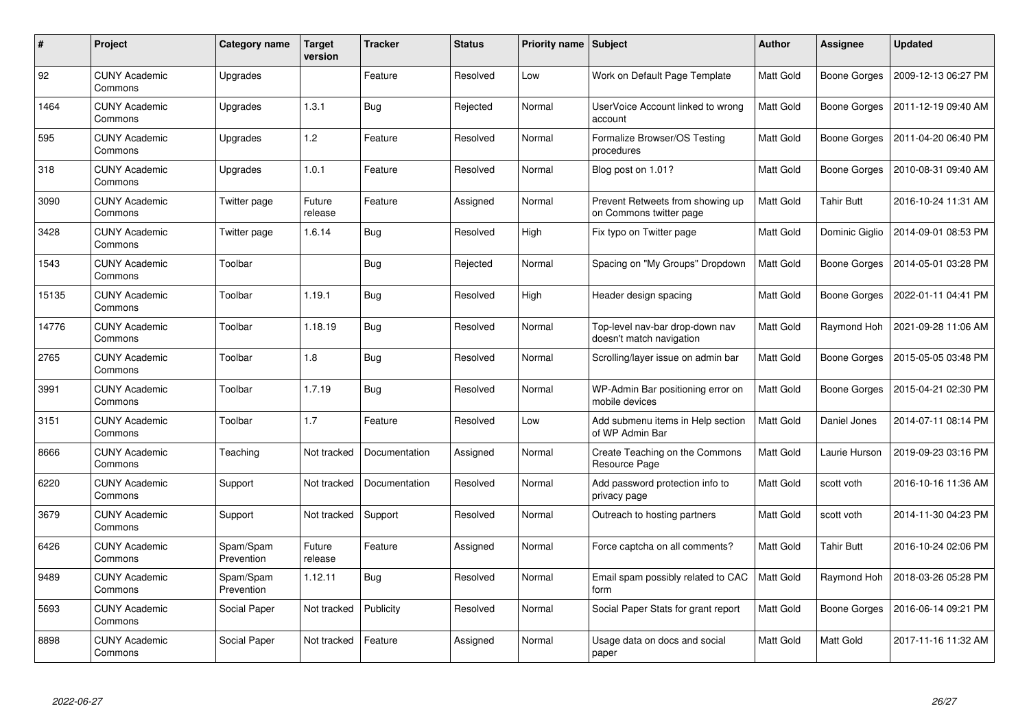| # | Project | Category name | Target version | Tracker | Status | Priority name | Subject | Author | Assignee | Updated |
|---|---|---|---|---|---|---|---|---|---|---|
| 92 | CUNY Academic Commons | Upgrades | | Feature | Resolved | Low | Work on Default Page Template | Matt Gold | Boone Gorges | 2009-12-13 06:27 PM |
| 1464 | CUNY Academic Commons | Upgrades | 1.3.1 | Bug | Rejected | Normal | UserVoice Account linked to wrong account | Matt Gold | Boone Gorges | 2011-12-19 09:40 AM |
| 595 | CUNY Academic Commons | Upgrades | 1.2 | Feature | Resolved | Normal | Formalize Browser/OS Testing procedures | Matt Gold | Boone Gorges | 2011-04-20 06:40 PM |
| 318 | CUNY Academic Commons | Upgrades | 1.0.1 | Feature | Resolved | Normal | Blog post on 1.01? | Matt Gold | Boone Gorges | 2010-08-31 09:40 AM |
| 3090 | CUNY Academic Commons | Twitter page | Future release | Feature | Assigned | Normal | Prevent Retweets from showing up on Commons twitter page | Matt Gold | Tahir Butt | 2016-10-24 11:31 AM |
| 3428 | CUNY Academic Commons | Twitter page | 1.6.14 | Bug | Resolved | High | Fix typo on Twitter page | Matt Gold | Dominic Giglio | 2014-09-01 08:53 PM |
| 1543 | CUNY Academic Commons | Toolbar | | Bug | Rejected | Normal | Spacing on "My Groups" Dropdown | Matt Gold | Boone Gorges | 2014-05-01 03:28 PM |
| 15135 | CUNY Academic Commons | Toolbar | 1.19.1 | Bug | Resolved | High | Header design spacing | Matt Gold | Boone Gorges | 2022-01-11 04:41 PM |
| 14776 | CUNY Academic Commons | Toolbar | 1.18.19 | Bug | Resolved | Normal | Top-level nav-bar drop-down nav doesn't match navigation | Matt Gold | Raymond Hoh | 2021-09-28 11:06 AM |
| 2765 | CUNY Academic Commons | Toolbar | 1.8 | Bug | Resolved | Normal | Scrolling/layer issue on admin bar | Matt Gold | Boone Gorges | 2015-05-05 03:48 PM |
| 3991 | CUNY Academic Commons | Toolbar | 1.7.19 | Bug | Resolved | Normal | WP-Admin Bar positioning error on mobile devices | Matt Gold | Boone Gorges | 2015-04-21 02:30 PM |
| 3151 | CUNY Academic Commons | Toolbar | 1.7 | Feature | Resolved | Low | Add submenu items in Help section of WP Admin Bar | Matt Gold | Daniel Jones | 2014-07-11 08:14 PM |
| 8666 | CUNY Academic Commons | Teaching | Not tracked | Documentation | Assigned | Normal | Create Teaching on the Commons Resource Page | Matt Gold | Laurie Hurson | 2019-09-23 03:16 PM |
| 6220 | CUNY Academic Commons | Support | Not tracked | Documentation | Resolved | Normal | Add password protection info to privacy page | Matt Gold | scott voth | 2016-10-16 11:36 AM |
| 3679 | CUNY Academic Commons | Support | Not tracked | Support | Resolved | Normal | Outreach to hosting partners | Matt Gold | scott voth | 2014-11-30 04:23 PM |
| 6426 | CUNY Academic Commons | Spam/Spam Prevention | Future release | Feature | Assigned | Normal | Force captcha on all comments? | Matt Gold | Tahir Butt | 2016-10-24 02:06 PM |
| 9489 | CUNY Academic Commons | Spam/Spam Prevention | 1.12.11 | Bug | Resolved | Normal | Email spam possibly related to CAC form | Matt Gold | Raymond Hoh | 2018-03-26 05:28 PM |
| 5693 | CUNY Academic Commons | Social Paper | Not tracked | Publicity | Resolved | Normal | Social Paper Stats for grant report | Matt Gold | Boone Gorges | 2016-06-14 09:21 PM |
| 8898 | CUNY Academic Commons | Social Paper | Not tracked | Feature | Assigned | Normal | Usage data on docs and social paper | Matt Gold | Matt Gold | 2017-11-16 11:32 AM |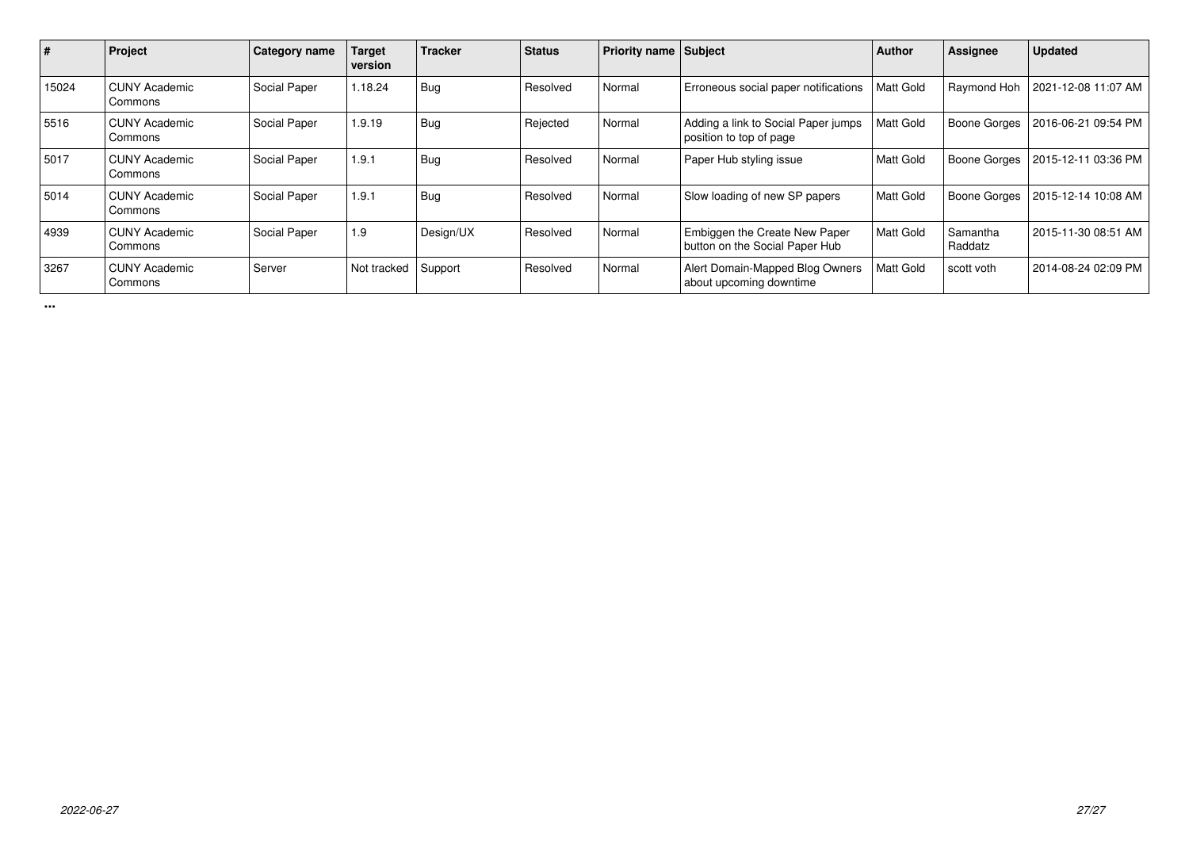| # | Project | Category name | Target version | Tracker | Status | Priority name | Subject | Author | Assignee | Updated |
|---|---|---|---|---|---|---|---|---|---|---|
| 15024 | CUNY Academic Commons | Social Paper | 1.18.24 | Bug | Resolved | Normal | Erroneous social paper notifications | Matt Gold | Raymond Hoh | 2021-12-08 11:07 AM |
| 5516 | CUNY Academic Commons | Social Paper | 1.9.19 | Bug | Rejected | Normal | Adding a link to Social Paper jumps position to top of page | Matt Gold | Boone Gorges | 2016-06-21 09:54 PM |
| 5017 | CUNY Academic Commons | Social Paper | 1.9.1 | Bug | Resolved | Normal | Paper Hub styling issue | Matt Gold | Boone Gorges | 2015-12-11 03:36 PM |
| 5014 | CUNY Academic Commons | Social Paper | 1.9.1 | Bug | Resolved | Normal | Slow loading of new SP papers | Matt Gold | Boone Gorges | 2015-12-14 10:08 AM |
| 4939 | CUNY Academic Commons | Social Paper | 1.9 | Design/UX | Resolved | Normal | Embiggen the Create New Paper button on the Social Paper Hub | Matt Gold | Samantha Raddatz | 2015-11-30 08:51 AM |
| 3267 | CUNY Academic Commons | Server | Not tracked | Support | Resolved | Normal | Alert Domain-Mapped Blog Owners about upcoming downtime | Matt Gold | scott voth | 2014-08-24 02:09 PM |

...